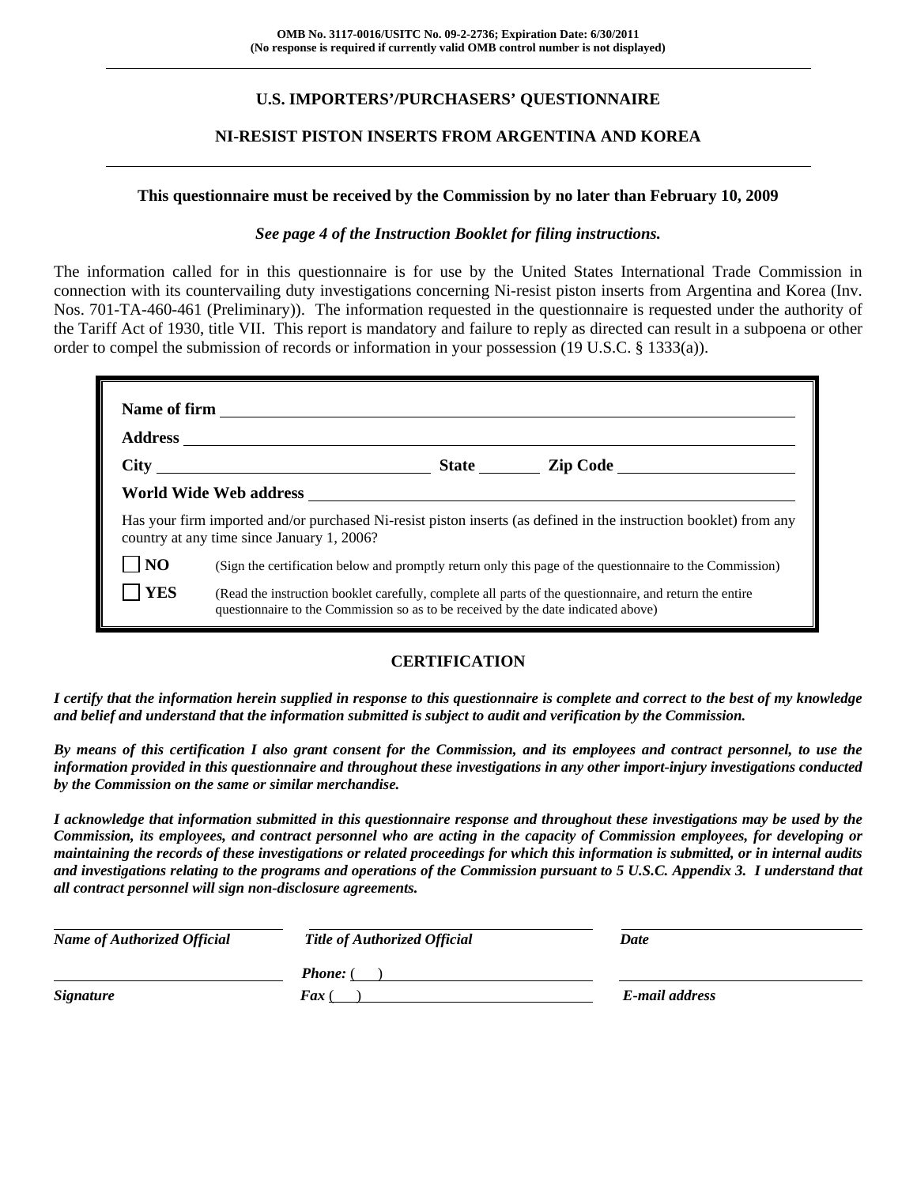**OMB No. 3117-0016/USITC No. 09-2-2736; Expiration Date: 6/30/2011**
**(No response is required if currently valid OMB control number is not displayed)**

---

## U.S. IMPORTERS'/PURCHASERS' QUESTIONNAIRE

## NI-RESIST PISTON INSERTS FROM ARGENTINA AND KOREA

---

**This questionnaire must be received by the Commission by no later than February 10, 2009**

***See page 4 of the Instruction Booklet for filing instructions.***

The information called for in this questionnaire is for use by the United States International Trade Commission in connection with its countervailing duty investigations concerning Ni-resist piston inserts from Argentina and Korea (Inv. Nos. 701-TA-460-461 (Preliminary)). The information requested in the questionnaire is requested under the authority of the Tariff Act of 1930, title VII. This report is mandatory and failure to reply as directed can result in a subpoena or other order to compel the submission of records or information in your possession (19 U.S.C. § 1333(a)).

**Name of firm** ______________________________

**Address** ______________________________

**City** ______________ **State** ________ **Zip Code** ______________

**World Wide Web address** ______________________________

Has your firm imported and/or purchased Ni-resist piston inserts (as defined in the instruction booklet) from any country at any time since January 1, 2006?

- ☐ **NO** (Sign the certification below and promptly return only this page of the questionnaire to the Commission)
- ☐ **YES** (Read the instruction booklet carefully, complete all parts of the questionnaire, and return the entire questionnaire to the Commission so as to be received by the date indicated above)

### CERTIFICATION

***I certify that the information herein supplied in response to this questionnaire is complete and correct to the best of my knowledge and belief and understand that the information submitted is subject to audit and verification by the Commission.***

***By means of this certification I also grant consent for the Commission, and its employees and contract personnel, to use the information provided in this questionnaire and throughout these investigations in any other import-injury investigations conducted by the Commission on the same or similar merchandise.***

***I acknowledge that information submitted in this questionnaire response and throughout these investigations may be used by the Commission, its employees, and contract personnel who are acting in the capacity of Commission employees, for developing or maintaining the records of these investigations or related proceedings for which this information is submitted, or in internal audits and investigations relating to the programs and operations of the Commission pursuant to 5 U.S.C. Appendix 3. I understand that all contract personnel will sign non-disclosure agreements.***

| ______________________ | ______________________ | ______________________ |
|---|---|---|
| ***Name of Authorized Official*** | ***Title of Authorized Official*** | ***Date*** |
| ______________________ | ***Phone:*** ( ) ______________ | ______________________ |
| ***Signature*** | ***Fax*** ( ) ______________ | ***E-mail address*** |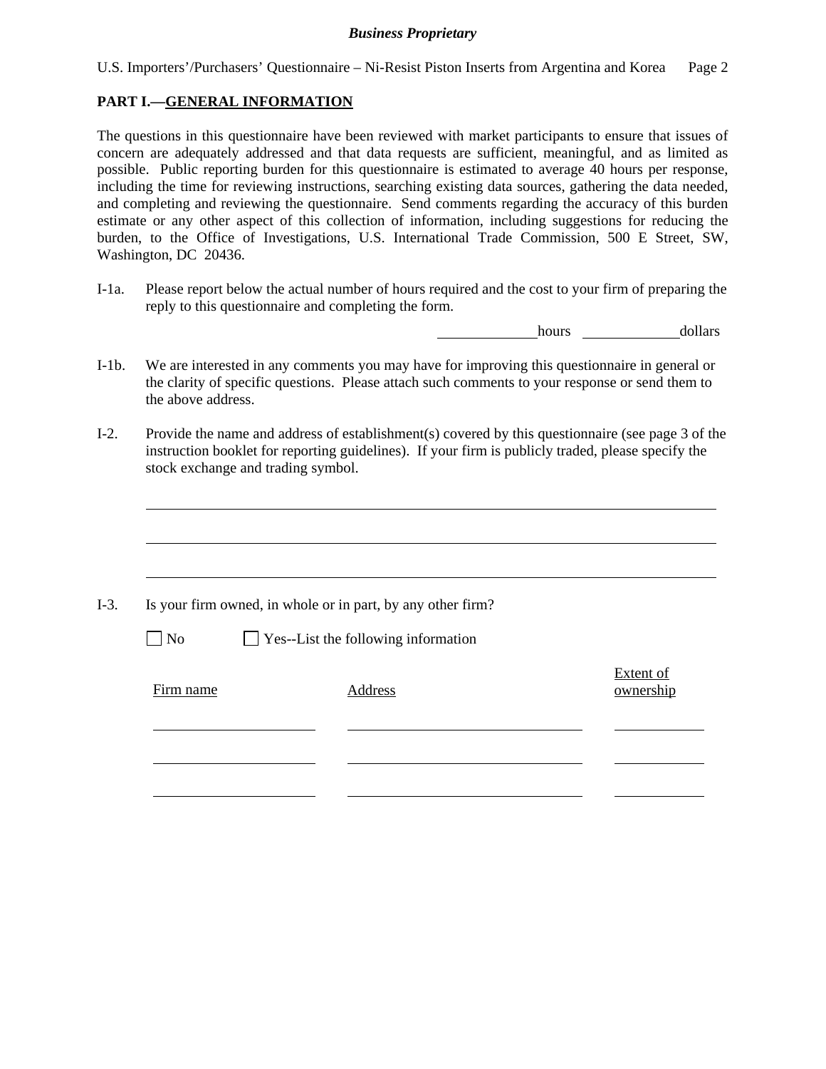## PART I.—GENERAL INFORMATION

The questions in this questionnaire have been reviewed with market participants to ensure that issues of concern are adequately addressed and that data requests are sufficient, meaningful, and as limited as possible. Public reporting burden for this questionnaire is estimated to average 40 hours per response, including the time for reviewing instructions, searching existing data sources, gathering the data needed, and completing and reviewing the questionnaire. Send comments regarding the accuracy of this burden estimate or any other aspect of this collection of information, including suggestions for reducing the burden, to the Office of Investigations, U.S. International Trade Commission, 500 E Street, SW, Washington, DC 20436.

I-1a. Please report below the actual number of hours required and the cost to your firm of preparing the reply to this questionnaire and completing the form.

______________ hours ______________ dollars

I-1b. We are interested in any comments you may have for improving this questionnaire in general or the clarity of specific questions. Please attach such comments to your response or send them to the above address.

I-2. Provide the name and address of establishment(s) covered by this questionnaire (see page 3 of the instruction booklet for reporting guidelines). If your firm is publicly traded, please specify the stock exchange and trading symbol.

______________________________________________________________________

______________________________________________________________________

______________________________________________________________________

I-3. Is your firm owned, in whole or in part, by any other firm?

☐ No ☐ Yes--List the following information

| Firm name | Address | Extent of ownership |
|---|---|---|
| | | |
| | | |
| | | |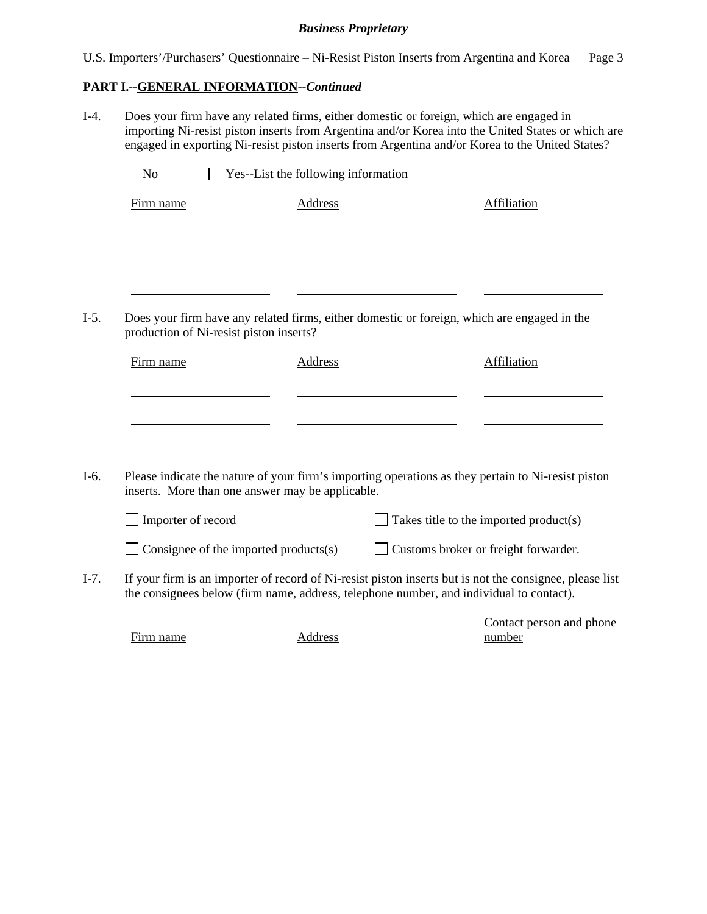**PART I.--GENERAL INFORMATION--*Continued***

I-4. Does your firm have any related firms, either domestic or foreign, which are engaged in importing Ni-resist piston inserts from Argentina and/or Korea into the United States or which are engaged in exporting Ni-resist piston inserts from Argentina and/or Korea to the United States?

☐ No ☐ Yes--List the following information

| Firm name | Address | Affiliation |
|---|---|---|
| | | |
| | | |
| | | |

I-5. Does your firm have any related firms, either domestic or foreign, which are engaged in the production of Ni-resist piston inserts?

| Firm name | Address | Affiliation |
|---|---|---|
| | | |
| | | |
| | | |

I-6. Please indicate the nature of your firm's importing operations as they pertain to Ni-resist piston inserts. More than one answer may be applicable.

☐ Importer of record ☐ Takes title to the imported product(s)

☐ Consignee of the imported products(s) ☐ Customs broker or freight forwarder.

I-7. If your firm is an importer of record of Ni-resist piston inserts but is not the consignee, please list the consignees below (firm name, address, telephone number, and individual to contact).

| Firm name | Address | Contact person and phone number |
|---|---|---|
| | | |
| | | |
| | | |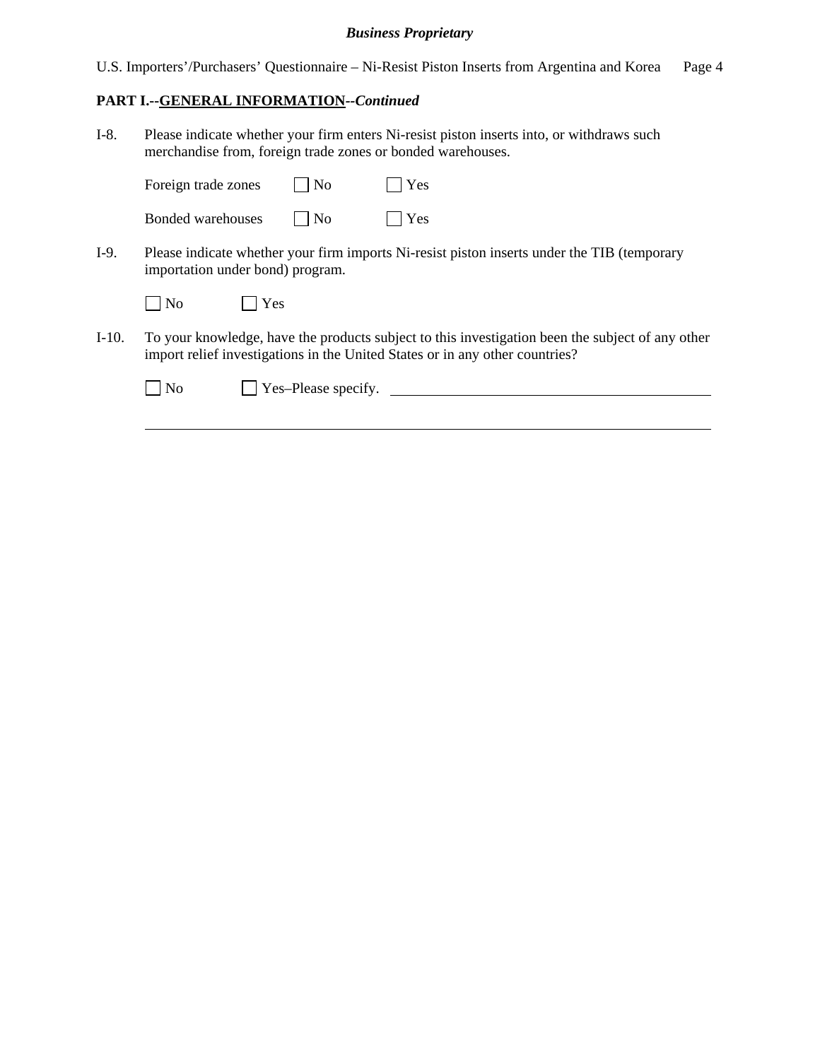**PART I.--GENERAL INFORMATION--*Continued***

I-8. Please indicate whether your firm enters Ni-resist piston inserts into, or withdraws such merchandise from, foreign trade zones or bonded warehouses.

Foreign trade zones ☐ No ☐ Yes

Bonded warehouses ☐ No ☐ Yes

I-9. Please indicate whether your firm imports Ni-resist piston inserts under the TIB (temporary importation under bond) program.

☐ No ☐ Yes

I-10. To your knowledge, have the products subject to this investigation been the subject of any other import relief investigations in the United States or in any other countries?

☐ No ☐ Yes–Please specify. ______________________________________________

______________________________________________________________________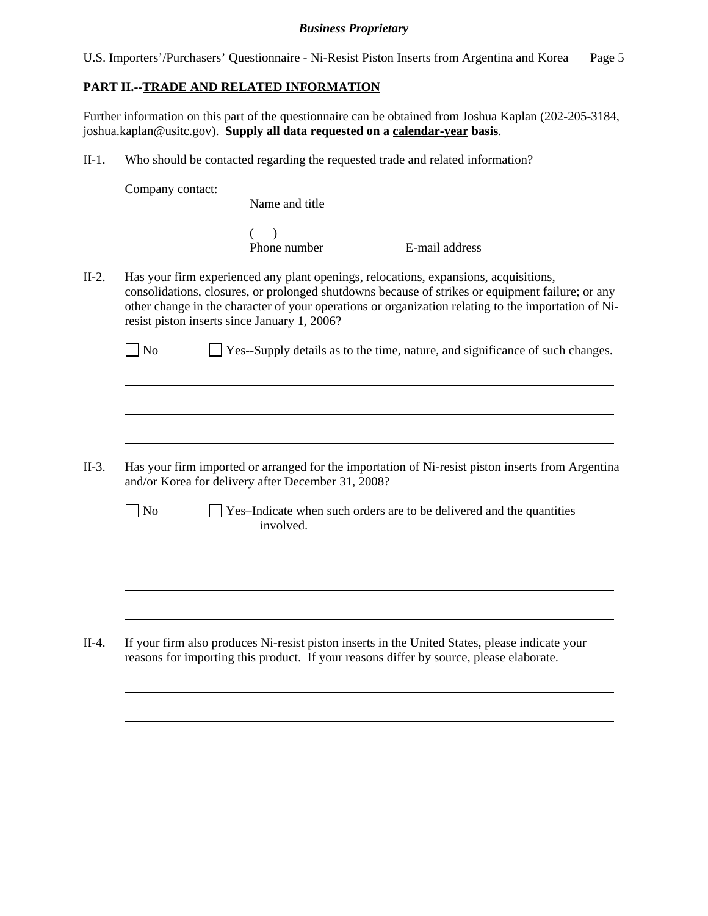## PART II.--TRADE AND RELATED INFORMATION

Further information on this part of the questionnaire can be obtained from Joshua Kaplan (202-205-3184, joshua.kaplan@usitc.gov). **Supply all data requested on a calendar-year basis**.

II-1. Who should be contacted regarding the requested trade and related information?

Company contact: ______________________________
Name and title

(    ) ____________________     ____________________
Phone number     E-mail address

II-2. Has your firm experienced any plant openings, relocations, expansions, acquisitions, consolidations, closures, or prolonged shutdowns because of strikes or equipment failure; or any other change in the character of your operations or organization relating to the importation of Ni-resist piston inserts since January 1, 2006?

☐ No     ☐ Yes--Supply details as to the time, nature, and significance of such changes.

______________________________

______________________________

______________________________

II-3. Has your firm imported or arranged for the importation of Ni-resist piston inserts from Argentina and/or Korea for delivery after December 31, 2008?

☐ No     ☐ Yes–Indicate when such orders are to be delivered and the quantities involved.

______________________________

______________________________

______________________________

II-4. If your firm also produces Ni-resist piston inserts in the United States, please indicate your reasons for importing this product. If your reasons differ by source, please elaborate.

______________________________

______________________________

______________________________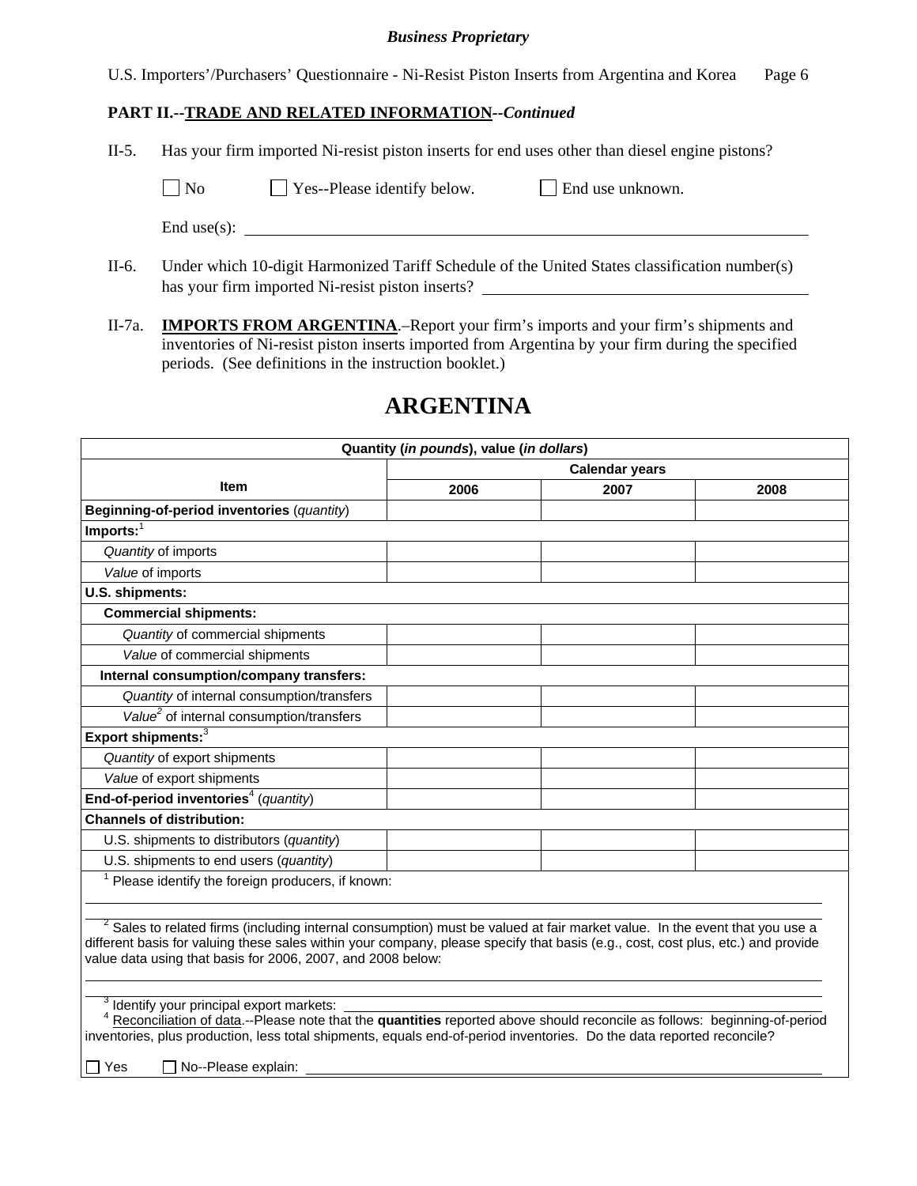**PART II.--TRADE AND RELATED INFORMATION--*Continued***

II-5. Has your firm imported Ni-resist piston inserts for end uses other than diesel engine pistons?

☐ No ☐ Yes--Please identify below. ☐ End use unknown.

End use(s): ______________________________

II-6. Under which 10-digit Harmonized Tariff Schedule of the United States classification number(s) has your firm imported Ni-resist piston inserts? ______________________________

II-7a. **IMPORTS FROM ARGENTINA**.–Report your firm's imports and your firm's shipments and inventories of Ni-resist piston inserts imported from Argentina by your firm during the specified periods. (See definitions in the instruction booklet.)

# ARGENTINA

| Quantity (*in pounds*), value (*in dollars*) | | | |
|---|---|---|---|
| Item | Calendar years | | |
| | 2006 | 2007 | 2008 |
| **Beginning-of-period inventories** (*quantity*) | | | |
| **Imports:**[1] | | | |
| *Quantity* of imports | | | |
| *Value* of imports | | | |
| **U.S. shipments:** | | | |
| **Commercial shipments:** | | | |
| *Quantity* of commercial shipments | | | |
| *Value* of commercial shipments | | | |
| **Internal consumption/company transfers:** | | | |
| *Quantity* of internal consumption/transfers | | | |
| *Value*[2] of internal consumption/transfers | | | |
| **Export shipments:**[3] | | | |
| *Quantity* of export shipments | | | |
| *Value* of export shipments | | | |
| **End-of-period inventories**[4] (*quantity*) | | | |
| **Channels of distribution:** | | | |
| U.S. shipments to distributors (*quantity*) | | | |
| U.S. shipments to end users (*quantity*) | | | |

[1] Please identify the foreign producers, if known: ______________________________

[2] Sales to related firms (including internal consumption) must be valued at fair market value. In the event that you use a different basis for valuing these sales within your company, please specify that basis (e.g., cost, cost plus, etc.) and provide value data using that basis for 2006, 2007, and 2008 below: ______________________________

[3] Identify your principal export markets: ______________________________

[4] Reconciliation of data.--Please note that the **quantities** reported above should reconcile as follows: beginning-of-period inventories, plus production, less total shipments, equals end-of-period inventories. Do the data reported reconcile?

☐ Yes ☐ No--Please explain: ______________________________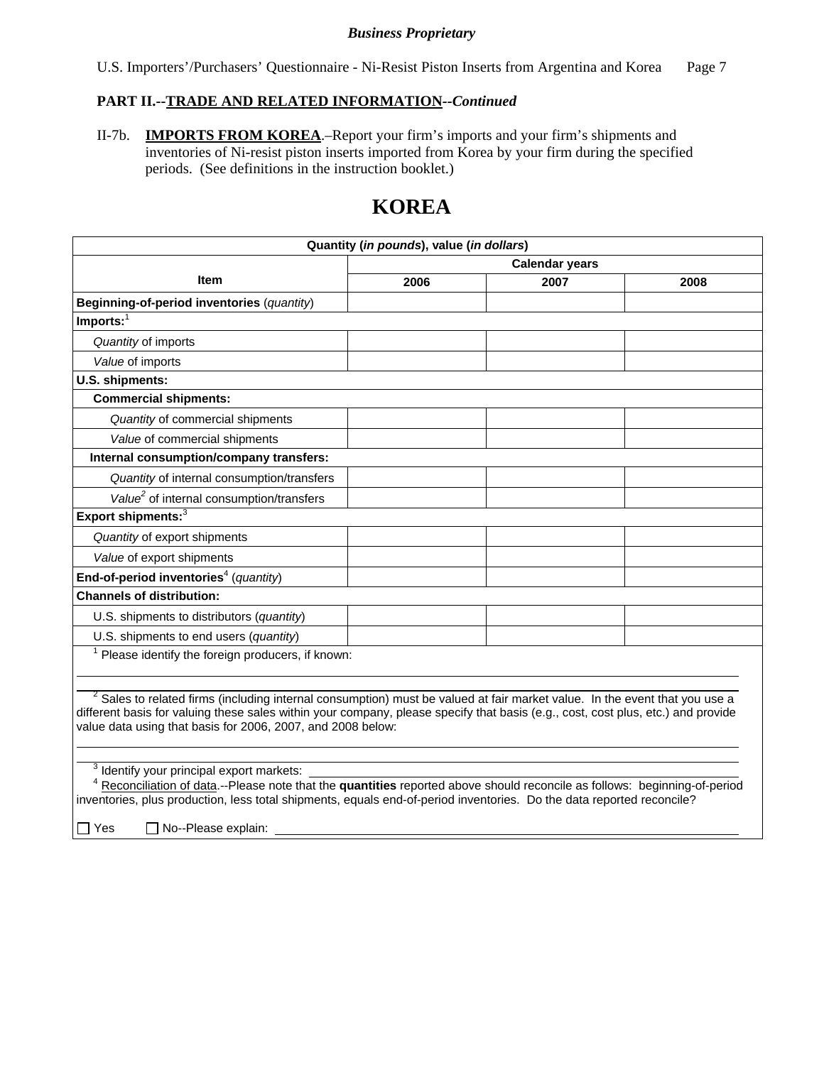**Business Proprietary**

## PART II.--TRADE AND RELATED INFORMATION--*Continued*

II-7b. **IMPORTS FROM KOREA**.–Report your firm's imports and your firm's shipments and inventories of Ni-resist piston inserts imported from Korea by your firm during the specified periods. (See definitions in the instruction booklet.)

# KOREA

| Quantity (*in pounds*), value (*in dollars*) | | | |
|---|---|---|---|
| Item | Calendar years | | |
| | 2006 | 2007 | 2008 |
| **Beginning-of-period inventories** (*quantity*) | | | |
| **Imports:**[1] | | | |
| *Quantity* of imports | | | |
| *Value* of imports | | | |
| **U.S. shipments:** | | | |
| **Commercial shipments:** | | | |
| *Quantity* of commercial shipments | | | |
| *Value* of commercial shipments | | | |
| **Internal consumption/company transfers:** | | | |
| *Quantity* of internal consumption/transfers | | | |
| *Value*[2] of internal consumption/transfers | | | |
| **Export shipments:**[3] | | | |
| *Quantity* of export shipments | | | |
| *Value* of export shipments | | | |
| **End-of-period inventories**[4] (*quantity*) | | | |
| **Channels of distribution:** | | | |
| U.S. shipments to distributors (*quantity*) | | | |
| U.S. shipments to end users (*quantity*) | | | |

[1] Please identify the foreign producers, if known: \_\_\_\_\_\_\_\_\_\_\_\_\_\_\_\_\_\_\_\_

[2] Sales to related firms (including internal consumption) must be valued at fair market value. In the event that you use a different basis for valuing these sales within your company, please specify that basis (e.g., cost, cost plus, etc.) and provide value data using that basis for 2006, 2007, and 2008 below:

\_\_\_\_\_\_\_\_\_\_\_\_\_\_\_\_\_\_\_\_

[3] Identify your principal export markets: \_\_\_\_\_\_\_\_\_\_\_\_\_\_\_\_\_\_\_\_

[4] Reconciliation of data.--Please note that the **quantities** reported above should reconcile as follows: beginning-of-period inventories, plus production, less total shipments, equals end-of-period inventories. Do the data reported reconcile?

☐ Yes ☐ No--Please explain: \_\_\_\_\_\_\_\_\_\_\_\_\_\_\_\_\_\_\_\_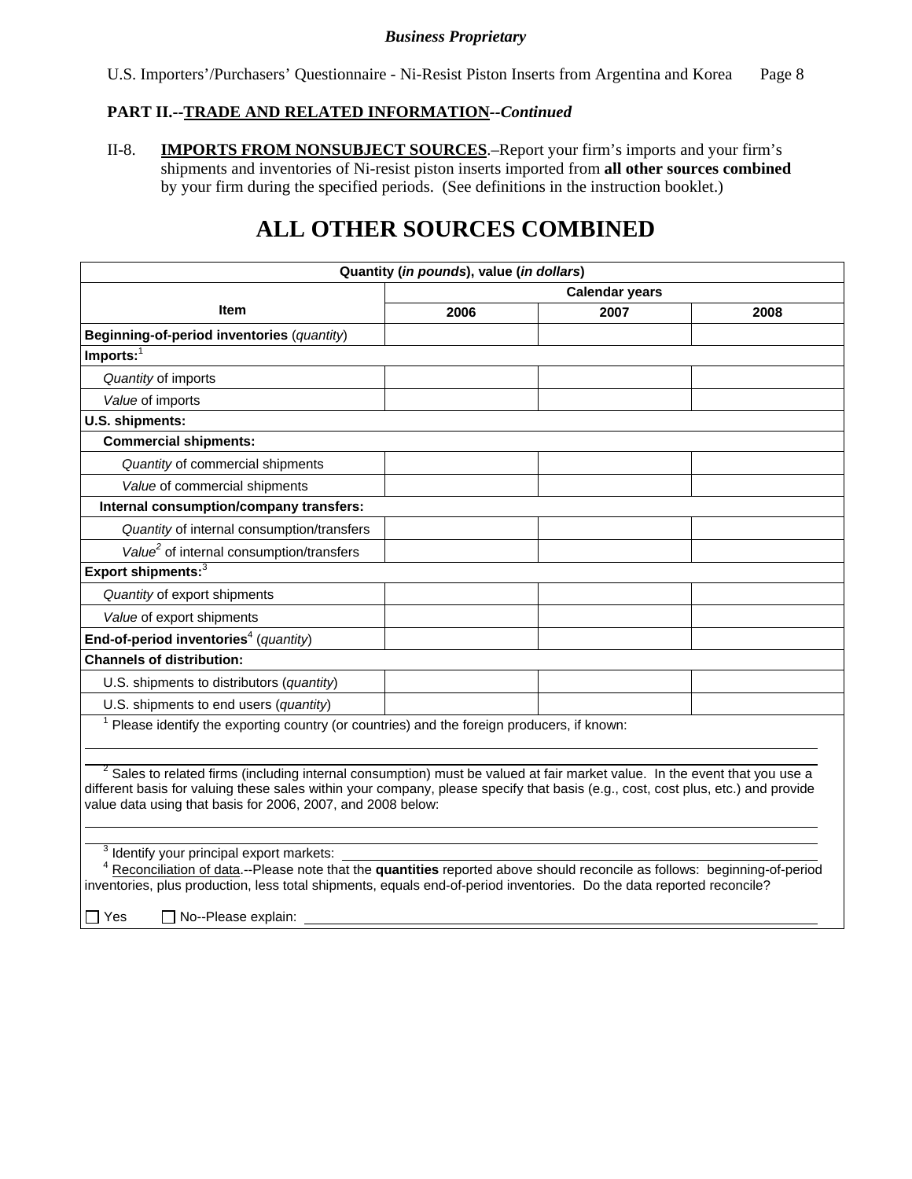**PART II.--TRADE AND RELATED INFORMATION--*Continued***

II-8. **IMPORTS FROM NONSUBJECT SOURCES**.–Report your firm's imports and your firm's shipments and inventories of Ni-resist piston inserts imported from **all other sources combined** by your firm during the specified periods. (See definitions in the instruction booklet.)

# ALL OTHER SOURCES COMBINED

| Quantity (*in pounds*), value (*in dollars*) | | | |
|---|---|---|---|
| Item | Calendar years | | |
| | 2006 | 2007 | 2008 |
| **Beginning-of-period inventories** (*quantity*) | | | |
| **Imports:**[1] | | | |
| *Quantity* of imports | | | |
| *Value* of imports | | | |
| **U.S. shipments:** | | | |
| **Commercial shipments:** | | | |
| *Quantity* of commercial shipments | | | |
| *Value* of commercial shipments | | | |
| **Internal consumption/company transfers:** | | | |
| *Quantity* of internal consumption/transfers | | | |
| *Value*[2] of internal consumption/transfers | | | |
| **Export shipments:**[3] | | | |
| *Quantity* of export shipments | | | |
| *Value* of export shipments | | | |
| **End-of-period inventories**[4] (*quantity*) | | | |
| **Channels of distribution:** | | | |
| U.S. shipments to distributors (*quantity*) | | | |
| U.S. shipments to end users (*quantity*) | | | |

[1] Please identify the exporting country (or countries) and the foreign producers, if known: ____________________

[2] Sales to related firms (including internal consumption) must be valued at fair market value. In the event that you use a different basis for valuing these sales within your company, please specify that basis (e.g., cost, cost plus, etc.) and provide value data using that basis for 2006, 2007, and 2008 below: ____________________

[3] Identify your principal export markets: ____________________

[4] Reconciliation of data.--Please note that the **quantities** reported above should reconcile as follows: beginning-of-period inventories, plus production, less total shipments, equals end-of-period inventories. Do the data reported reconcile?

☐ Yes ☐ No--Please explain: ____________________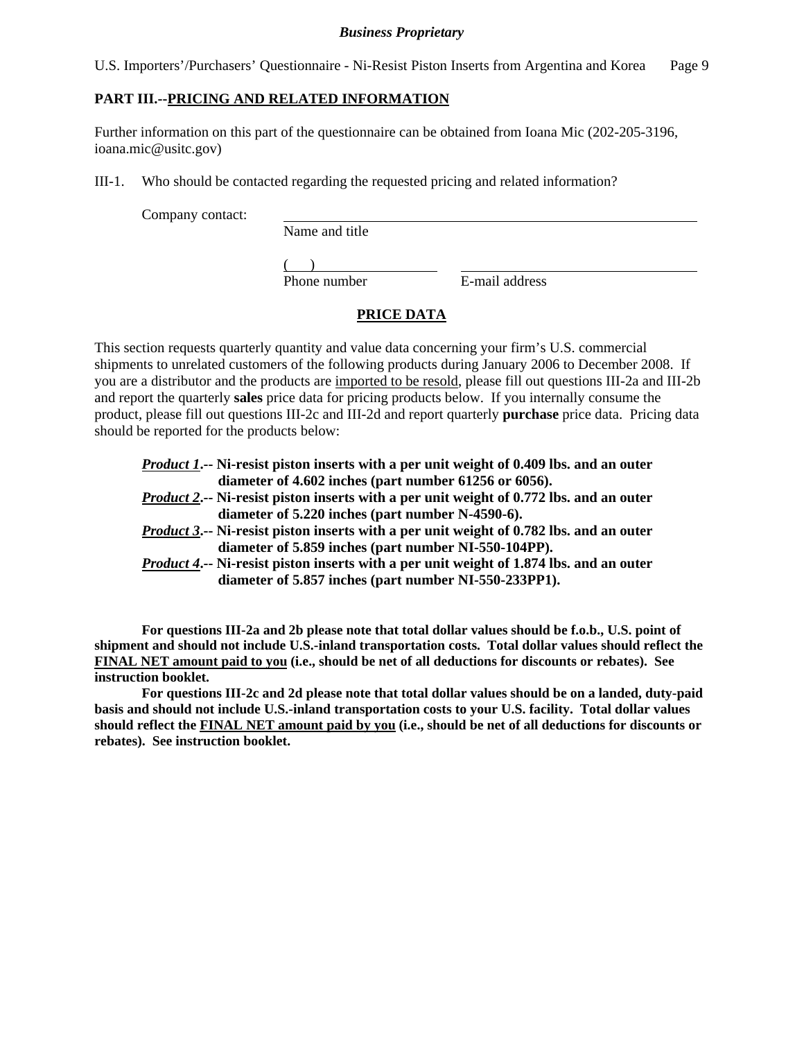## PART III.--PRICING AND RELATED INFORMATION

Further information on this part of the questionnaire can be obtained from Ioana Mic (202-205-3196, ioana.mic@usitc.gov)

III-1. Who should be contacted regarding the requested pricing and related information?

Company contact: ______________________________
Name and title

(    ) ______________ ______________________
Phone number E-mail address

### PRICE DATA

This section requests quarterly quantity and value data concerning your firm's U.S. commercial shipments to unrelated customers of the following products during January 2006 to December 2008. If you are a distributor and the products are imported to be resold, please fill out questions III-2a and III-2b and report the quarterly **sales** price data for pricing products below. If you internally consume the product, please fill out questions III-2c and III-2d and report quarterly **purchase** price data. Pricing data should be reported for the products below:

***Product 1*.-- Ni-resist piston inserts with a per unit weight of 0.409 lbs. and an outer diameter of 4.602 inches (part number 61256 or 6056).**
***Product 2*.-- Ni-resist piston inserts with a per unit weight of 0.772 lbs. and an outer diameter of 5.220 inches (part number N-4590-6).**
***Product 3*.-- Ni-resist piston inserts with a per unit weight of 0.782 lbs. and an outer diameter of 5.859 inches (part number NI-550-104PP).**
***Product 4*.-- Ni-resist piston inserts with a per unit weight of 1.874 lbs. and an outer diameter of 5.857 inches (part number NI-550-233PP1).**

**For questions III-2a and 2b please note that total dollar values should be f.o.b., U.S. point of shipment and should not include U.S.-inland transportation costs. Total dollar values should reflect the FINAL NET amount paid to you (i.e., should be net of all deductions for discounts or rebates). See instruction booklet.**

**For questions III-2c and 2d please note that total dollar values should be on a landed, duty-paid basis and should not include U.S.-inland transportation costs to your U.S. facility. Total dollar values should reflect the FINAL NET amount paid by you (i.e., should be net of all deductions for discounts or rebates). See instruction booklet.**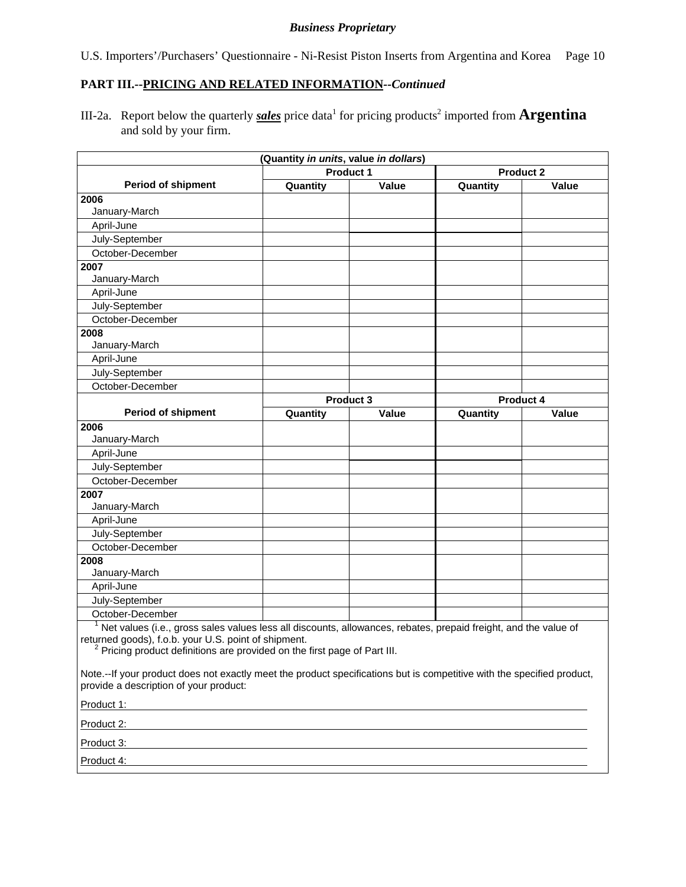**PART III.--PRICING AND RELATED INFORMATION--*Continued***

III-2a. Report below the quarterly ***sales*** price data[1] for pricing products[2] imported from **Argentina** and sold by your firm.

| (Quantity *in units*, value *in dollars*) | | | | |
|---|---|---|---|---|
| | **Product 1** | | **Product 2** | |
| **Period of shipment** | **Quantity** | **Value** | **Quantity** | **Value** |
| **2006** January-March | | | | |
| April-June | | | | |
| July-September | | | | |
| October-December | | | | |
| **2007** January-March | | | | |
| April-June | | | | |
| July-September | | | | |
| October-December | | | | |
| **2008** January-March | | | | |
| April-June | | | | |
| July-September | | | | |
| October-December | | | | |
| | **Product 3** | | **Product 4** | |
| **Period of shipment** | **Quantity** | **Value** | **Quantity** | **Value** |
| **2006** January-March | | | | |
| April-June | | | | |
| July-September | | | | |
| October-December | | | | |
| **2007** January-March | | | | |
| April-June | | | | |
| July-September | | | | |
| October-December | | | | |
| **2008** January-March | | | | |
| April-June | | | | |
| July-September | | | | |
| October-December | | | | |

[1] Net values (i.e., gross sales values less all discounts, allowances, rebates, prepaid freight, and the value of returned goods), f.o.b. your U.S. point of shipment.

[2] Pricing product definitions are provided on the first page of Part III.

Note.--If your product does not exactly meet the product specifications but is competitive with the specified product, provide a description of your product:

Product 1: \_\_\_\_\_\_\_\_\_\_\_\_\_\_\_\_\_\_\_\_\_\_\_\_\_\_\_\_\_\_\_\_

Product 2: \_\_\_\_\_\_\_\_\_\_\_\_\_\_\_\_\_\_\_\_\_\_\_\_\_\_\_\_\_\_\_\_

Product 3: \_\_\_\_\_\_\_\_\_\_\_\_\_\_\_\_\_\_\_\_\_\_\_\_\_\_\_\_\_\_\_\_

Product 4: \_\_\_\_\_\_\_\_\_\_\_\_\_\_\_\_\_\_\_\_\_\_\_\_\_\_\_\_\_\_\_\_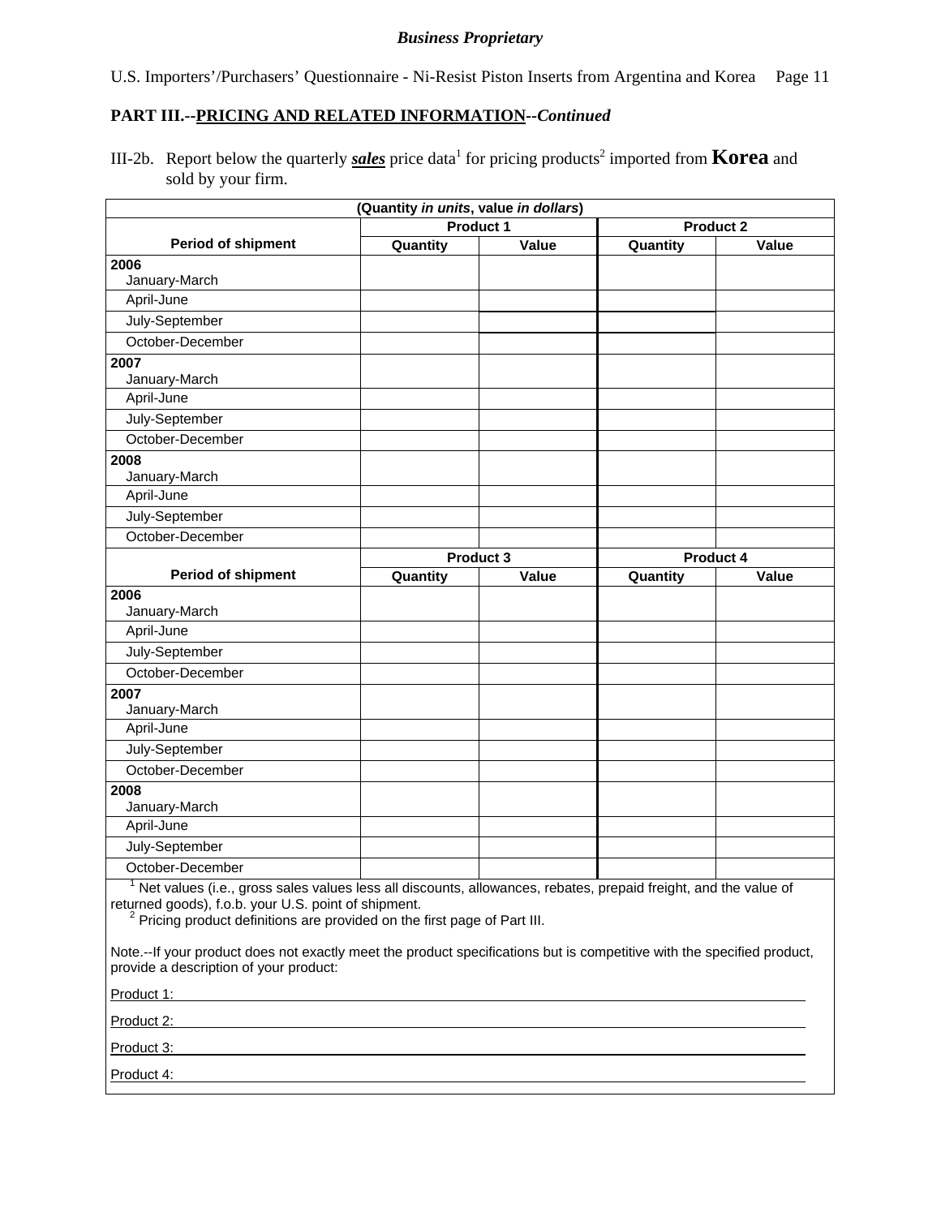**PART III.--PRICING AND RELATED INFORMATION--*Continued***

III-2b. Report below the quarterly ***sales*** price data[1] for pricing products[2] imported from **Korea** and sold by your firm.

| (Quantity *in units*, value *in dollars*) | | | | |
|---|---|---|---|---|
| | Product 1 | | Product 2 | |
| Period of shipment | Quantity | Value | Quantity | Value |
| **2006** January-March | | | | |
| April-June | | | | |
| July-September | | | | |
| October-December | | | | |
| **2007** January-March | | | | |
| April-June | | | | |
| July-September | | | | |
| October-December | | | | |
| **2008** January-March | | | | |
| April-June | | | | |
| July-September | | | | |
| October-December | | | | |
| | Product 3 | | Product 4 | |
| Period of shipment | Quantity | Value | Quantity | Value |
| **2006** January-March | | | | |
| April-June | | | | |
| July-September | | | | |
| October-December | | | | |
| **2007** January-March | | | | |
| April-June | | | | |
| July-September | | | | |
| October-December | | | | |
| **2008** January-March | | | | |
| April-June | | | | |
| July-September | | | | |
| October-December | | | | |

[1] Net values (i.e., gross sales values less all discounts, allowances, rebates, prepaid freight, and the value of returned goods), f.o.b. your U.S. point of shipment.

[2] Pricing product definitions are provided on the first page of Part III.

Note.--If your product does not exactly meet the product specifications but is competitive with the specified product, provide a description of your product:

Product 1: ____________________

Product 2: ____________________

Product 3: ____________________

Product 4: ____________________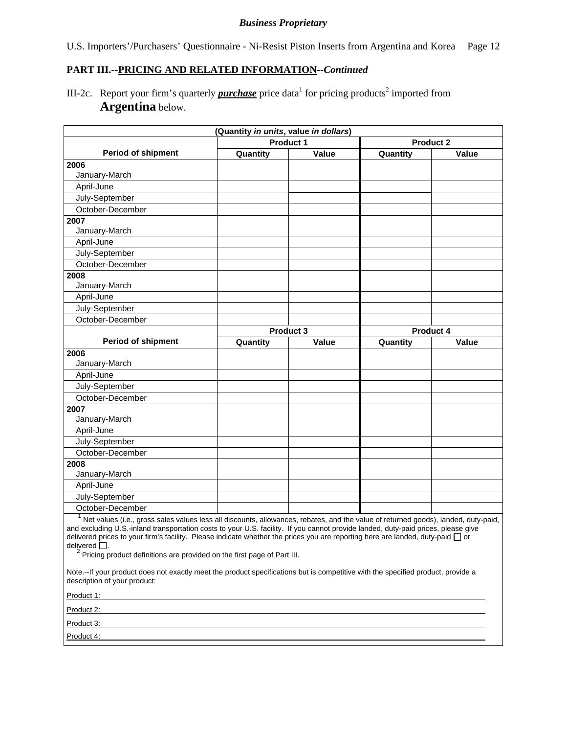*Business Proprietary*

U.S. Importers'/Purchasers' Questionnaire - Ni-Resist Piston Inserts from Argentina and Korea

## PART III.--PRICING AND RELATED INFORMATION--*Continued*

III-2c. Report your firm's quarterly ***purchase*** price data[1] for pricing products[2] imported from **Argentina** below.

| (Quantity *in units*, value *in dollars*) | | | | |
|---|---|---|---|---|
| | Product 1 | | Product 2 | |
| **Period of shipment** | **Quantity** | **Value** | **Quantity** | **Value** |
| **2006** January-March | | | | |
| April-June | | | | |
| July-September | | | | |
| October-December | | | | |
| **2007** January-March | | | | |
| April-June | | | | |
| July-September | | | | |
| October-December | | | | |
| **2008** January-March | | | | |
| April-June | | | | |
| July-September | | | | |
| October-December | | | | |
| | **Product 3** | | **Product 4** | |
| **Period of shipment** | **Quantity** | **Value** | **Quantity** | **Value** |
| **2006** January-March | | | | |
| April-June | | | | |
| July-September | | | | |
| October-December | | | | |
| **2007** January-March | | | | |
| April-June | | | | |
| July-September | | | | |
| October-December | | | | |
| **2008** January-March | | | | |
| April-June | | | | |
| July-September | | | | |
| October-December | | | | |

[1] Net values (i.e., gross sales values less all discounts, allowances, rebates, and the value of returned goods), landed, duty-paid, and excluding U.S.-inland transportation costs to your U.S. facility. If you cannot provide landed, duty-paid prices, please give delivered prices to your firm's facility. Please indicate whether the prices you are reporting here are landed, duty-paid ☐ or delivered ☐.

[2] Pricing product definitions are provided on the first page of Part III.

Note.--If your product does not exactly meet the product specifications but is competitive with the specified product, provide a description of your product:

Product 1: ______________________________

Product 2: ______________________________

Product 3: ______________________________

Product 4: ______________________________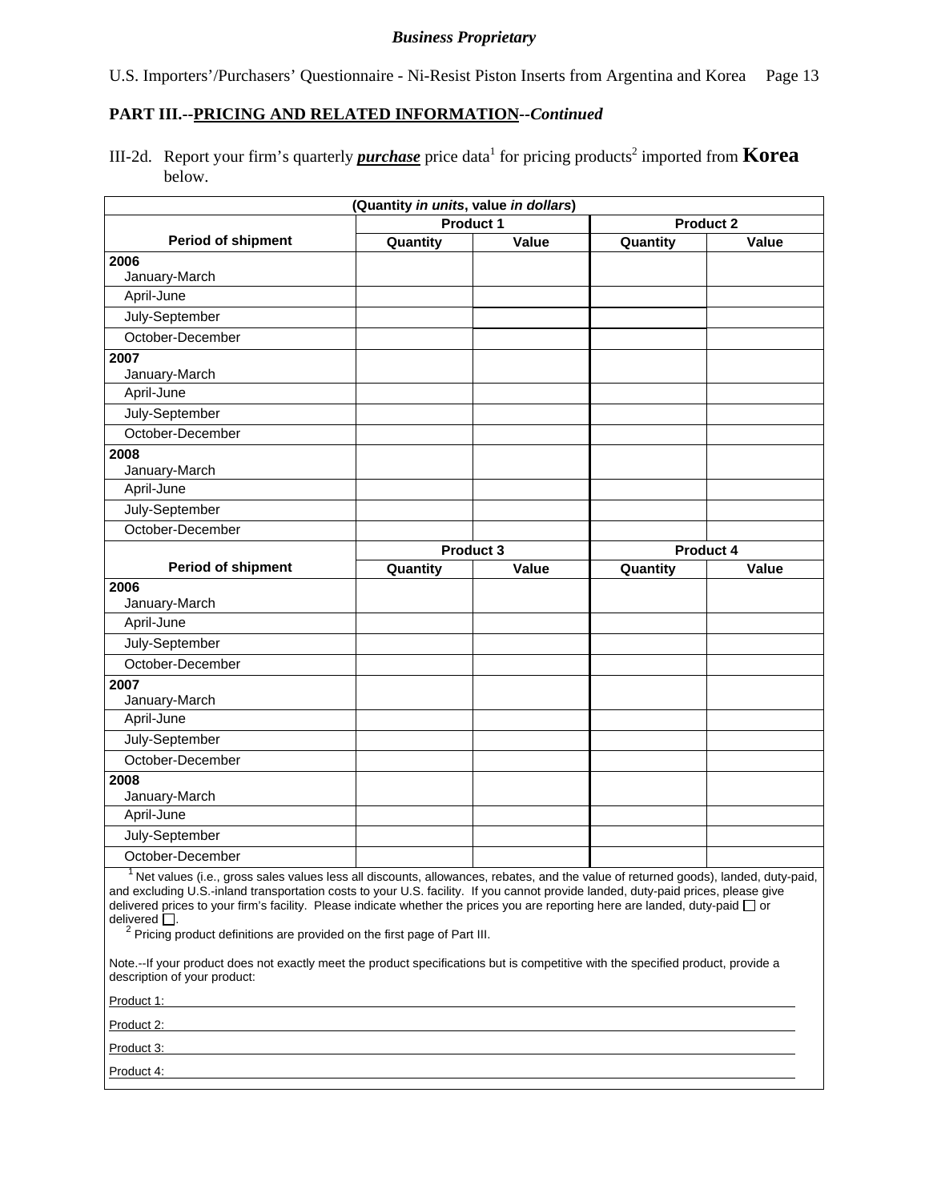**PART III.--PRICING AND RELATED INFORMATION--*Continued***

III-2d. Report your firm's quarterly ***purchase*** price data[1] for pricing products[2] imported from **Korea** below.

| (Quantity *in units*, value *in dollars*) | | | | |
|---|---|---|---|---|
| | Product 1 | | Product 2 | |
| **Period of shipment** | **Quantity** | **Value** | **Quantity** | **Value** |
| **2006** January-March | | | | |
| April-June | | | | |
| July-September | | | | |
| October-December | | | | |
| **2007** January-March | | | | |
| April-June | | | | |
| July-September | | | | |
| October-December | | | | |
| **2008** January-March | | | | |
| April-June | | | | |
| July-September | | | | |
| October-December | | | | |
| | **Product 3** | | **Product 4** | |
| **Period of shipment** | **Quantity** | **Value** | **Quantity** | **Value** |
| **2006** January-March | | | | |
| April-June | | | | |
| July-September | | | | |
| October-December | | | | |
| **2007** January-March | | | | |
| April-June | | | | |
| July-September | | | | |
| October-December | | | | |
| **2008** January-March | | | | |
| April-June | | | | |
| July-September | | | | |
| October-December | | | | |

[1] Net values (i.e., gross sales values less all discounts, allowances, rebates, and the value of returned goods), landed, duty-paid, and excluding U.S.-inland transportation costs to your U.S. facility. If you cannot provide landed, duty-paid prices, please give delivered prices to your firm's facility. Please indicate whether the prices you are reporting here are landed, duty-paid ☐ or delivered ☐.

[2] Pricing product definitions are provided on the first page of Part III.

Note.--If your product does not exactly meet the product specifications but is competitive with the specified product, provide a description of your product:

Product 1: ______________________________

Product 2: ______________________________

Product 3: ______________________________

Product 4: ______________________________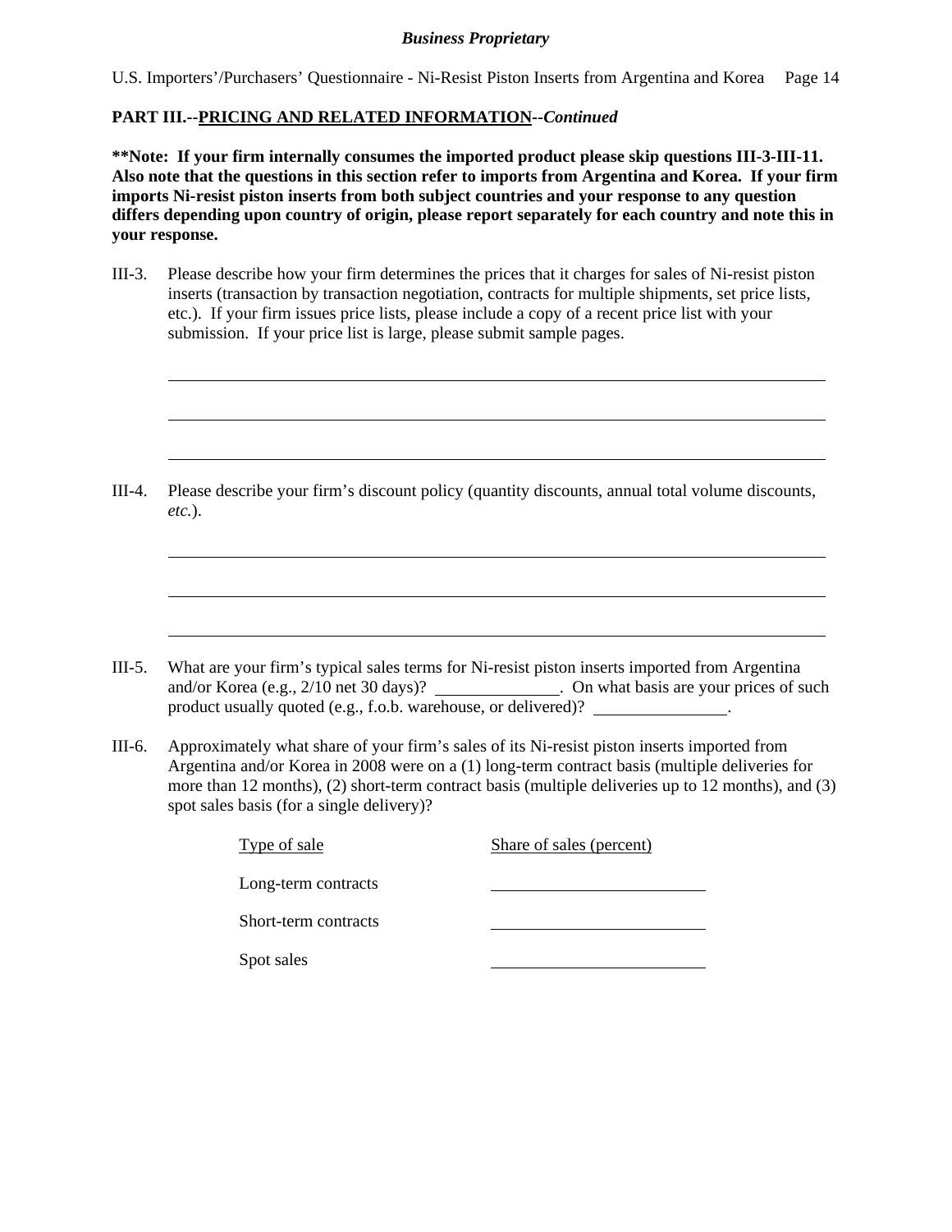**PART III.--PRICING AND RELATED INFORMATION--*Continued***

**\*\*Note: If your firm internally consumes the imported product please skip questions III-3-III-11. Also note that the questions in this section refer to imports from Argentina and Korea. If your firm imports Ni-resist piston inserts from both subject countries and your response to any question differs depending upon country of origin, please report separately for each country and note this in your response.**

III-3. Please describe how your firm determines the prices that it charges for sales of Ni-resist piston inserts (transaction by transaction negotiation, contracts for multiple shipments, set price lists, etc.). If your firm issues price lists, please include a copy of a recent price list with your submission. If your price list is large, please submit sample pages.

______________________________________________________________________

______________________________________________________________________

______________________________________________________________________

III-4. Please describe your firm's discount policy (quantity discounts, annual total volume discounts, *etc.*).

______________________________________________________________________

______________________________________________________________________

______________________________________________________________________

III-5. What are your firm's typical sales terms for Ni-resist piston inserts imported from Argentina and/or Korea (e.g., 2/10 net 30 days)? ______________. On what basis are your prices of such product usually quoted (e.g., f.o.b. warehouse, or delivered)? ________________.

III-6. Approximately what share of your firm's sales of its Ni-resist piston inserts imported from Argentina and/or Korea in 2008 were on a (1) long-term contract basis (multiple deliveries for more than 12 months), (2) short-term contract basis (multiple deliveries up to 12 months), and (3) spot sales basis (for a single delivery)?

| Type of sale | Share of sales (percent) |
|---|---|
| Long-term contracts | |
| Short-term contracts | |
| Spot sales | |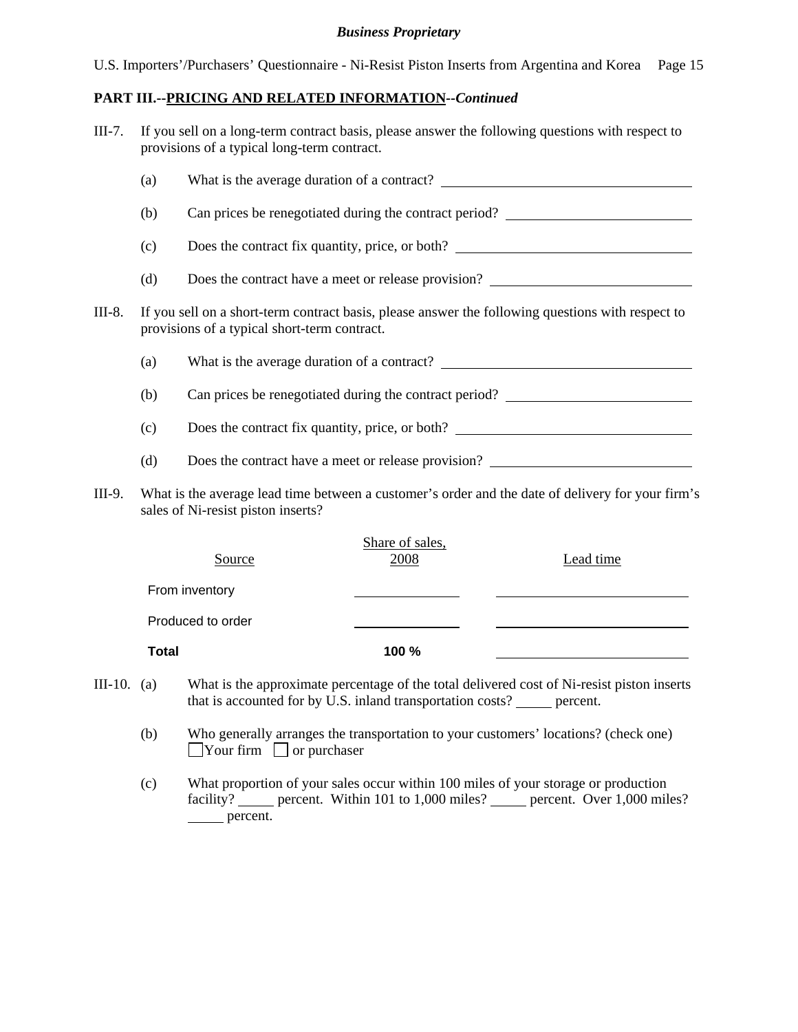**PART III.--PRICING AND RELATED INFORMATION--*Continued***

III-7. If you sell on a long-term contract basis, please answer the following questions with respect to provisions of a typical long-term contract.

(a) What is the average duration of a contract? ____________________

(b) Can prices be renegotiated during the contract period? ____________________

(c) Does the contract fix quantity, price, or both? ____________________

(d) Does the contract have a meet or release provision? ____________________

III-8. If you sell on a short-term contract basis, please answer the following questions with respect to provisions of a typical short-term contract.

(a) What is the average duration of a contract? ____________________

(b) Can prices be renegotiated during the contract period? ____________________

(c) Does the contract fix quantity, price, or both? ____________________

(d) Does the contract have a meet or release provision? ____________________

III-9. What is the average lead time between a customer's order and the date of delivery for your firm's sales of Ni-resist piston inserts?

| Source | Share of sales, 2008 | Lead time |
|---|---|---|
| From inventory | | |
| Produced to order | | |
| **Total** | **100 %** | |

III-10. (a) What is the approximate percentage of the total delivered cost of Ni-resist piston inserts that is accounted for by U.S. inland transportation costs? _____ percent.

(b) Who generally arranges the transportation to your customers' locations? (check one)
☐ Your firm ☐ or purchaser

(c) What proportion of your sales occur within 100 miles of your storage or production facility? _____ percent. Within 101 to 1,000 miles? _____ percent. Over 1,000 miles? _____ percent.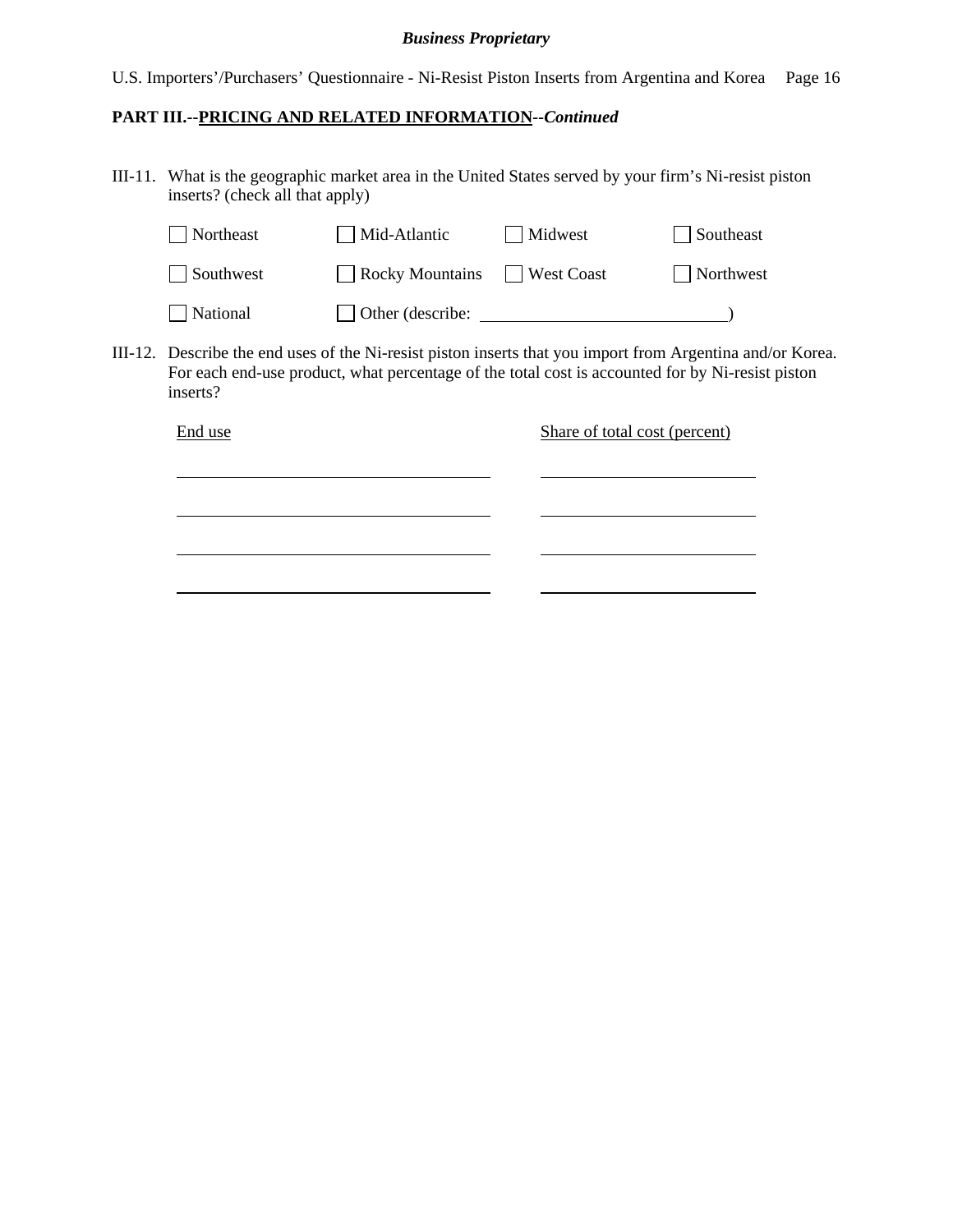## PART III.--PRICING AND RELATED INFORMATION--*Continued*

III-11. What is the geographic market area in the United States served by your firm's Ni-resist piston inserts? (check all that apply)

| | | | |
|---|---|---|---|
| ☐ Northeast | ☐ Mid-Atlantic | ☐ Midwest | ☐ Southeast |
| ☐ Southwest | ☐ Rocky Mountains | ☐ West Coast | ☐ Northwest |
| ☐ National | ☐ Other (describe: \_\_\_\_\_\_\_\_\_\_\_\_\_\_\_\_\_\_\_\_\_\_\_\_\_\_\_\_) | | |

III-12. Describe the end uses of the Ni-resist piston inserts that you import from Argentina and/or Korea. For each end-use product, what percentage of the total cost is accounted for by Ni-resist piston inserts?

| End use | Share of total cost (percent) |
|---|---|
| | |
| | |
| | |
| | |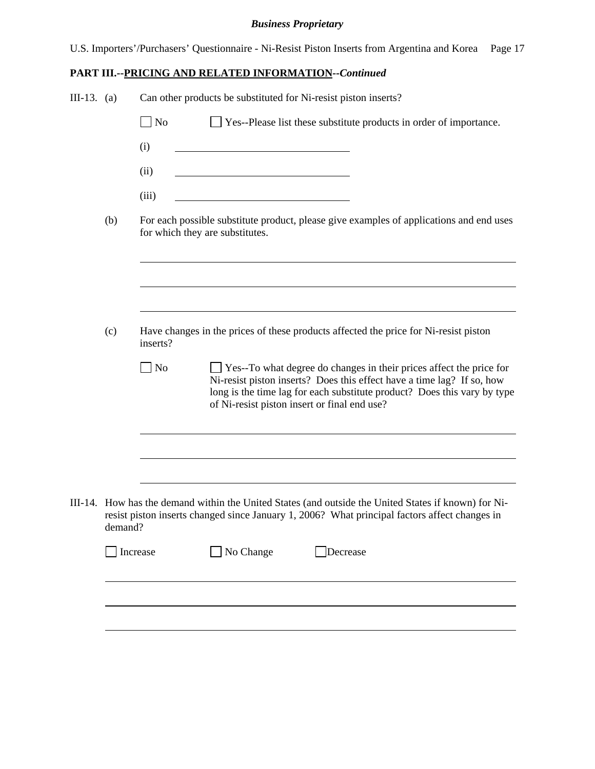**PART III.--PRICING AND RELATED INFORMATION--*Continued***

III-13. (a) Can other products be substituted for Ni-resist piston inserts?

☐ No ☐ Yes--Please list these substitute products in order of importance.

(i) \_\_\_\_\_\_\_\_\_\_\_\_\_\_\_\_\_\_\_\_\_\_\_\_\_\_\_\_\_\_\_\_

(ii) \_\_\_\_\_\_\_\_\_\_\_\_\_\_\_\_\_\_\_\_\_\_\_\_\_\_\_\_\_\_\_\_

(iii) \_\_\_\_\_\_\_\_\_\_\_\_\_\_\_\_\_\_\_\_\_\_\_\_\_\_\_\_\_\_\_\_

(b) For each possible substitute product, please give examples of applications and end uses for which they are substitutes.

\_\_\_\_\_\_\_\_\_\_\_\_\_\_\_\_\_\_\_\_\_\_\_\_\_\_\_\_\_\_\_\_\_\_\_\_\_\_\_\_\_\_\_\_\_\_\_\_\_\_\_\_\_\_\_\_\_\_\_\_\_\_\_\_\_\_\_\_\_\_

\_\_\_\_\_\_\_\_\_\_\_\_\_\_\_\_\_\_\_\_\_\_\_\_\_\_\_\_\_\_\_\_\_\_\_\_\_\_\_\_\_\_\_\_\_\_\_\_\_\_\_\_\_\_\_\_\_\_\_\_\_\_\_\_\_\_\_\_\_\_

\_\_\_\_\_\_\_\_\_\_\_\_\_\_\_\_\_\_\_\_\_\_\_\_\_\_\_\_\_\_\_\_\_\_\_\_\_\_\_\_\_\_\_\_\_\_\_\_\_\_\_\_\_\_\_\_\_\_\_\_\_\_\_\_\_\_\_\_\_\_

(c) Have changes in the prices of these products affected the price for Ni-resist piston inserts?

☐ No ☐ Yes--To what degree do changes in their prices affect the price for Ni-resist piston inserts? Does this effect have a time lag? If so, how long is the time lag for each substitute product? Does this vary by type of Ni-resist piston insert or final end use?

\_\_\_\_\_\_\_\_\_\_\_\_\_\_\_\_\_\_\_\_\_\_\_\_\_\_\_\_\_\_\_\_\_\_\_\_\_\_\_\_\_\_\_\_\_\_\_\_\_\_\_\_\_\_\_\_\_\_\_\_\_\_\_\_\_\_\_\_\_\_

\_\_\_\_\_\_\_\_\_\_\_\_\_\_\_\_\_\_\_\_\_\_\_\_\_\_\_\_\_\_\_\_\_\_\_\_\_\_\_\_\_\_\_\_\_\_\_\_\_\_\_\_\_\_\_\_\_\_\_\_\_\_\_\_\_\_\_\_\_\_

\_\_\_\_\_\_\_\_\_\_\_\_\_\_\_\_\_\_\_\_\_\_\_\_\_\_\_\_\_\_\_\_\_\_\_\_\_\_\_\_\_\_\_\_\_\_\_\_\_\_\_\_\_\_\_\_\_\_\_\_\_\_\_\_\_\_\_\_\_\_

III-14. How has the demand within the United States (and outside the United States if known) for Ni-resist piston inserts changed since January 1, 2006? What principal factors affect changes in demand?

☐ Increase ☐ No Change ☐ Decrease

\_\_\_\_\_\_\_\_\_\_\_\_\_\_\_\_\_\_\_\_\_\_\_\_\_\_\_\_\_\_\_\_\_\_\_\_\_\_\_\_\_\_\_\_\_\_\_\_\_\_\_\_\_\_\_\_\_\_\_\_\_\_\_\_\_\_\_\_\_\_

\_\_\_\_\_\_\_\_\_\_\_\_\_\_\_\_\_\_\_\_\_\_\_\_\_\_\_\_\_\_\_\_\_\_\_\_\_\_\_\_\_\_\_\_\_\_\_\_\_\_\_\_\_\_\_\_\_\_\_\_\_\_\_\_\_\_\_\_\_\_

\_\_\_\_\_\_\_\_\_\_\_\_\_\_\_\_\_\_\_\_\_\_\_\_\_\_\_\_\_\_\_\_\_\_\_\_\_\_\_\_\_\_\_\_\_\_\_\_\_\_\_\_\_\_\_\_\_\_\_\_\_\_\_\_\_\_\_\_\_\_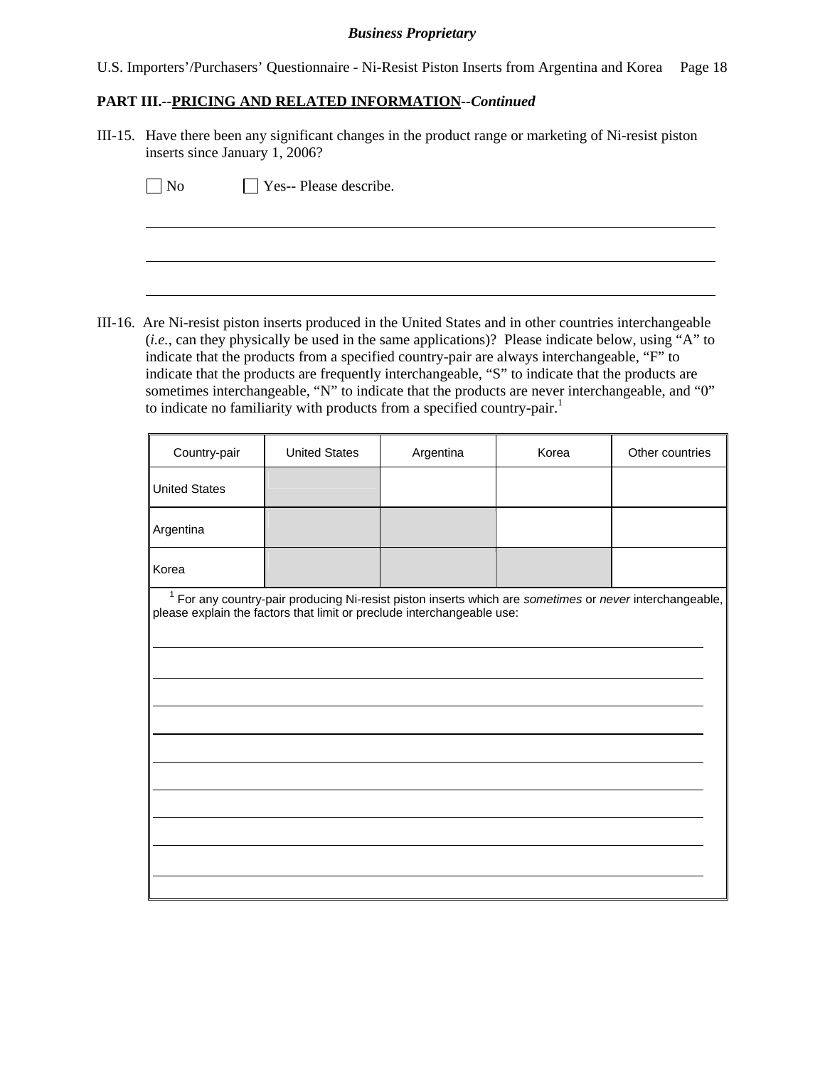**Business Proprietary**

U.S. Importers'/Purchasers' Questionnaire - Ni-Resist Piston Inserts from Argentina and Korea

## PART III.--PRICING AND RELATED INFORMATION--*Continued*

III-15. Have there been any significant changes in the product range or marketing of Ni-resist piston inserts since January 1, 2006?

☐ No ☐ Yes-- Please describe.

______________________________________________________________________

______________________________________________________________________

______________________________________________________________________

III-16. Are Ni-resist piston inserts produced in the United States and in other countries interchangeable (*i.e.*, can they physically be used in the same applications)? Please indicate below, using "A" to indicate that the products from a specified country-pair are always interchangeable, "F" to indicate that the products are frequently interchangeable, "S" to indicate that the products are sometimes interchangeable, "N" to indicate that the products are never interchangeable, and "0" to indicate no familiarity with products from a specified country-pair.[1]

| Country-pair | United States | Argentina | Korea | Other countries |
|---|---|---|---|---|
| United States | | | | |
| Argentina | | | | |
| Korea | | | | |

[1] For any country-pair producing Ni-resist piston inserts which are *sometimes* or *never* interchangeable, please explain the factors that limit or preclude interchangeable use:

______________________________________________________________________

______________________________________________________________________

______________________________________________________________________

______________________________________________________________________

______________________________________________________________________

______________________________________________________________________

______________________________________________________________________

______________________________________________________________________

______________________________________________________________________

______________________________________________________________________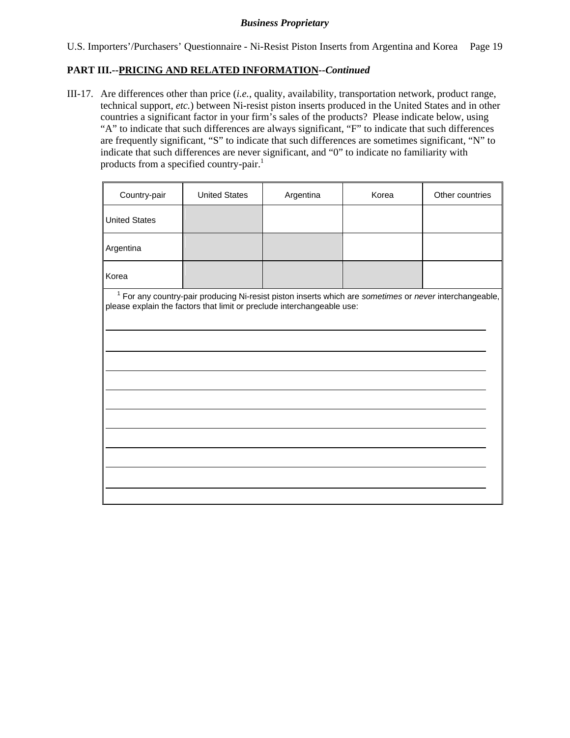**PART III.--PRICING AND RELATED INFORMATION--*Continued***

III-17. Are differences other than price (*i.e.*, quality, availability, transportation network, product range, technical support, *etc.*) between Ni-resist piston inserts produced in the United States and in other countries a significant factor in your firm's sales of the products? Please indicate below, using "A" to indicate that such differences are always significant, "F" to indicate that such differences are frequently significant, "S" to indicate that such differences are sometimes significant, "N" to indicate that such differences are never significant, and "0" to indicate no familiarity with products from a specified country-pair.[1]

| Country-pair | United States | Argentina | Korea | Other countries |
|---|---|---|---|---|
| United States | | | | |
| Argentina | | | | |
| Korea | | | | |

[1] For any country-pair producing Ni-resist piston inserts which are *sometimes* or *never* interchangeable, please explain the factors that limit or preclude interchangeable use:

___

___

___

___

___

___

___

___

___

___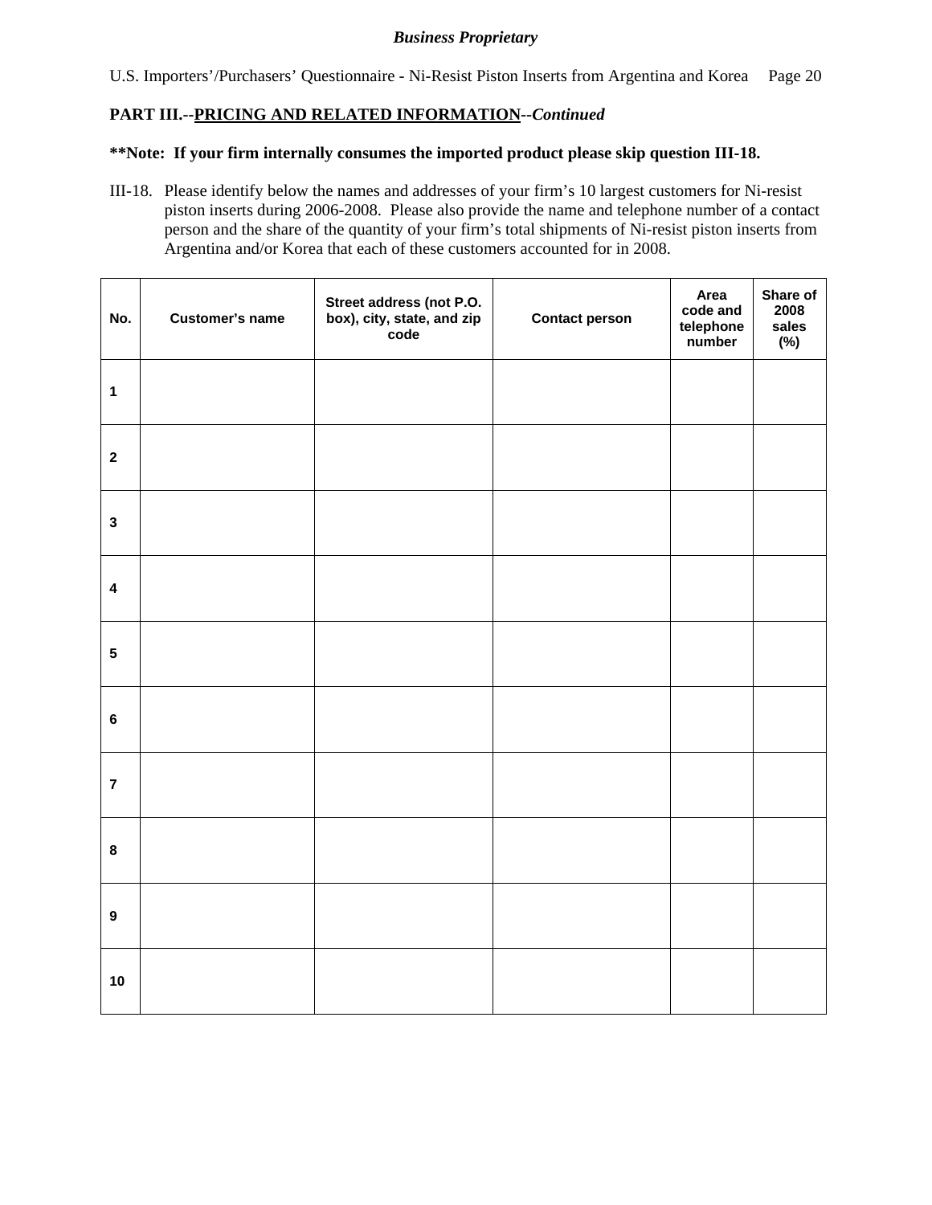## PART III.--PRICING AND RELATED INFORMATION--*Continued*

**\*\*Note: If your firm internally consumes the imported product please skip question III-18.**

III-18. Please identify below the names and addresses of your firm's 10 largest customers for Ni-resist piston inserts during 2006-2008. Please also provide the name and telephone number of a contact person and the share of the quantity of your firm's total shipments of Ni-resist piston inserts from Argentina and/or Korea that each of these customers accounted for in 2008.

| No. | Customer's name | Street address (not P.O. box), city, state, and zip code | Contact person | Area code and telephone number | Share of 2008 sales (%) |
|---|---|---|---|---|---|
| 1 | | | | | |
| 2 | | | | | |
| 3 | | | | | |
| 4 | | | | | |
| 5 | | | | | |
| 6 | | | | | |
| 7 | | | | | |
| 8 | | | | | |
| 9 | | | | | |
| 10 | | | | | |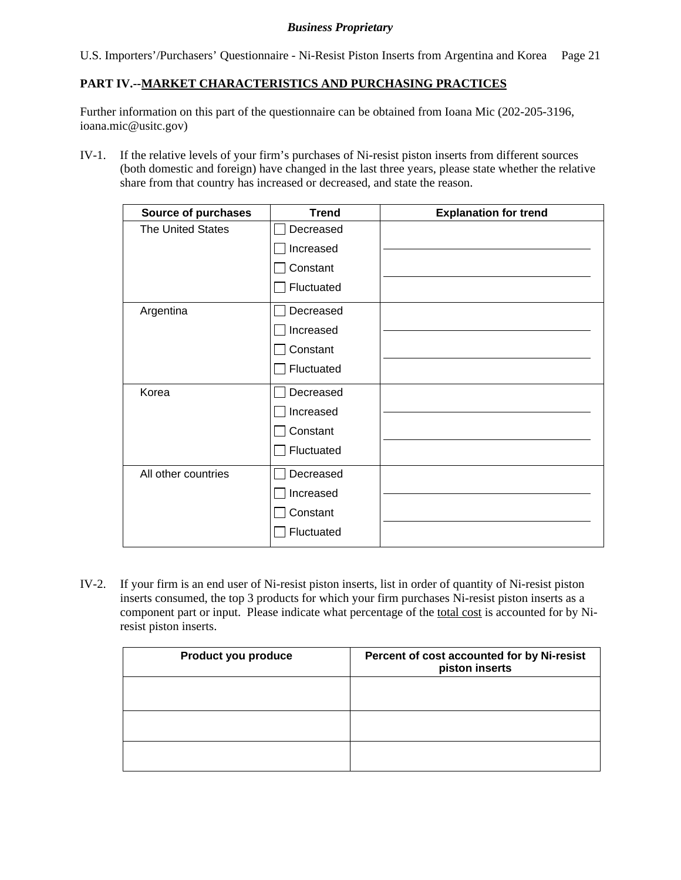**Business Proprietary**

## PART IV.--MARKET CHARACTERISTICS AND PURCHASING PRACTICES

Further information on this part of the questionnaire can be obtained from Ioana Mic (202-205-3196, ioana.mic@usitc.gov)

IV-1. If the relative levels of your firm's purchases of Ni-resist piston inserts from different sources (both domestic and foreign) have changed in the last three years, please state whether the relative share from that country has increased or decreased, and state the reason.

| Source of purchases | Trend | Explanation for trend |
|---|---|---|
| The United States | ☐ Decreased<br>☐ Increased<br>☐ Constant<br>☐ Fluctuated | |
| Argentina | ☐ Decreased<br>☐ Increased<br>☐ Constant<br>☐ Fluctuated | |
| Korea | ☐ Decreased<br>☐ Increased<br>☐ Constant<br>☐ Fluctuated | |
| All other countries | ☐ Decreased<br>☐ Increased<br>☐ Constant<br>☐ Fluctuated | |

IV-2. If your firm is an end user of Ni-resist piston inserts, list in order of quantity of Ni-resist piston inserts consumed, the top 3 products for which your firm purchases Ni-resist piston inserts as a component part or input. Please indicate what percentage of the total cost is accounted for by Ni-resist piston inserts.

| Product you produce | Percent of cost accounted for by Ni-resist piston inserts |
|---|---|
| | |
| | |
| | |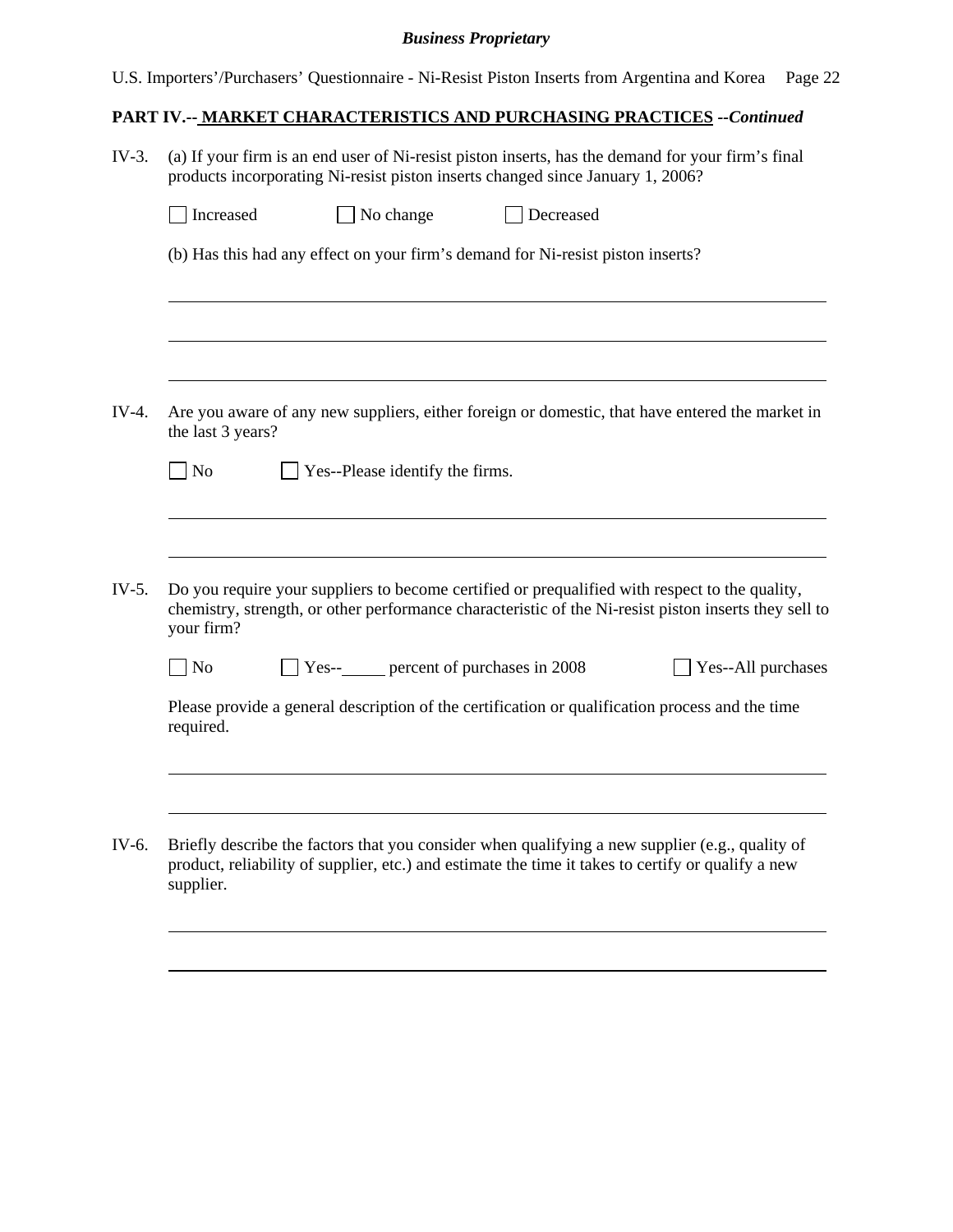**PART IV.-- MARKET CHARACTERISTICS AND PURCHASING PRACTICES** ***--Continued***

IV-3. (a) If your firm is an end user of Ni-resist piston inserts, has the demand for your firm's final products incorporating Ni-resist piston inserts changed since January 1, 2006?

☐ Increased ☐ No change ☐ Decreased

(b) Has this had any effect on your firm's demand for Ni-resist piston inserts?

\_\_\_\_\_\_\_\_\_\_\_\_\_\_\_\_\_\_\_\_\_\_\_\_\_\_\_\_\_\_\_\_\_\_\_\_\_\_\_\_\_\_\_\_\_\_\_\_\_\_\_\_\_\_\_\_\_\_\_\_\_\_\_\_\_\_\_\_\_\_\_\_\_\_\_\_

\_\_\_\_\_\_\_\_\_\_\_\_\_\_\_\_\_\_\_\_\_\_\_\_\_\_\_\_\_\_\_\_\_\_\_\_\_\_\_\_\_\_\_\_\_\_\_\_\_\_\_\_\_\_\_\_\_\_\_\_\_\_\_\_\_\_\_\_\_\_\_\_\_\_\_\_

\_\_\_\_\_\_\_\_\_\_\_\_\_\_\_\_\_\_\_\_\_\_\_\_\_\_\_\_\_\_\_\_\_\_\_\_\_\_\_\_\_\_\_\_\_\_\_\_\_\_\_\_\_\_\_\_\_\_\_\_\_\_\_\_\_\_\_\_\_\_\_\_\_\_\_\_

IV-4. Are you aware of any new suppliers, either foreign or domestic, that have entered the market in the last 3 years?

☐ No ☐ Yes--Please identify the firms.

\_\_\_\_\_\_\_\_\_\_\_\_\_\_\_\_\_\_\_\_\_\_\_\_\_\_\_\_\_\_\_\_\_\_\_\_\_\_\_\_\_\_\_\_\_\_\_\_\_\_\_\_\_\_\_\_\_\_\_\_\_\_\_\_\_\_\_\_\_\_\_\_\_\_\_\_

\_\_\_\_\_\_\_\_\_\_\_\_\_\_\_\_\_\_\_\_\_\_\_\_\_\_\_\_\_\_\_\_\_\_\_\_\_\_\_\_\_\_\_\_\_\_\_\_\_\_\_\_\_\_\_\_\_\_\_\_\_\_\_\_\_\_\_\_\_\_\_\_\_\_\_\_

IV-5. Do you require your suppliers to become certified or prequalified with respect to the quality, chemistry, strength, or other performance characteristic of the Ni-resist piston inserts they sell to your firm?

☐ No ☐ Yes--\_\_\_\_\_ percent of purchases in 2008 ☐ Yes--All purchases

Please provide a general description of the certification or qualification process and the time required.

\_\_\_\_\_\_\_\_\_\_\_\_\_\_\_\_\_\_\_\_\_\_\_\_\_\_\_\_\_\_\_\_\_\_\_\_\_\_\_\_\_\_\_\_\_\_\_\_\_\_\_\_\_\_\_\_\_\_\_\_\_\_\_\_\_\_\_\_\_\_\_\_\_\_\_\_

\_\_\_\_\_\_\_\_\_\_\_\_\_\_\_\_\_\_\_\_\_\_\_\_\_\_\_\_\_\_\_\_\_\_\_\_\_\_\_\_\_\_\_\_\_\_\_\_\_\_\_\_\_\_\_\_\_\_\_\_\_\_\_\_\_\_\_\_\_\_\_\_\_\_\_\_

IV-6. Briefly describe the factors that you consider when qualifying a new supplier (e.g., quality of product, reliability of supplier, etc.) and estimate the time it takes to certify or qualify a new supplier.

\_\_\_\_\_\_\_\_\_\_\_\_\_\_\_\_\_\_\_\_\_\_\_\_\_\_\_\_\_\_\_\_\_\_\_\_\_\_\_\_\_\_\_\_\_\_\_\_\_\_\_\_\_\_\_\_\_\_\_\_\_\_\_\_\_\_\_\_\_\_\_\_\_\_\_\_

\_\_\_\_\_\_\_\_\_\_\_\_\_\_\_\_\_\_\_\_\_\_\_\_\_\_\_\_\_\_\_\_\_\_\_\_\_\_\_\_\_\_\_\_\_\_\_\_\_\_\_\_\_\_\_\_\_\_\_\_\_\_\_\_\_\_\_\_\_\_\_\_\_\_\_\_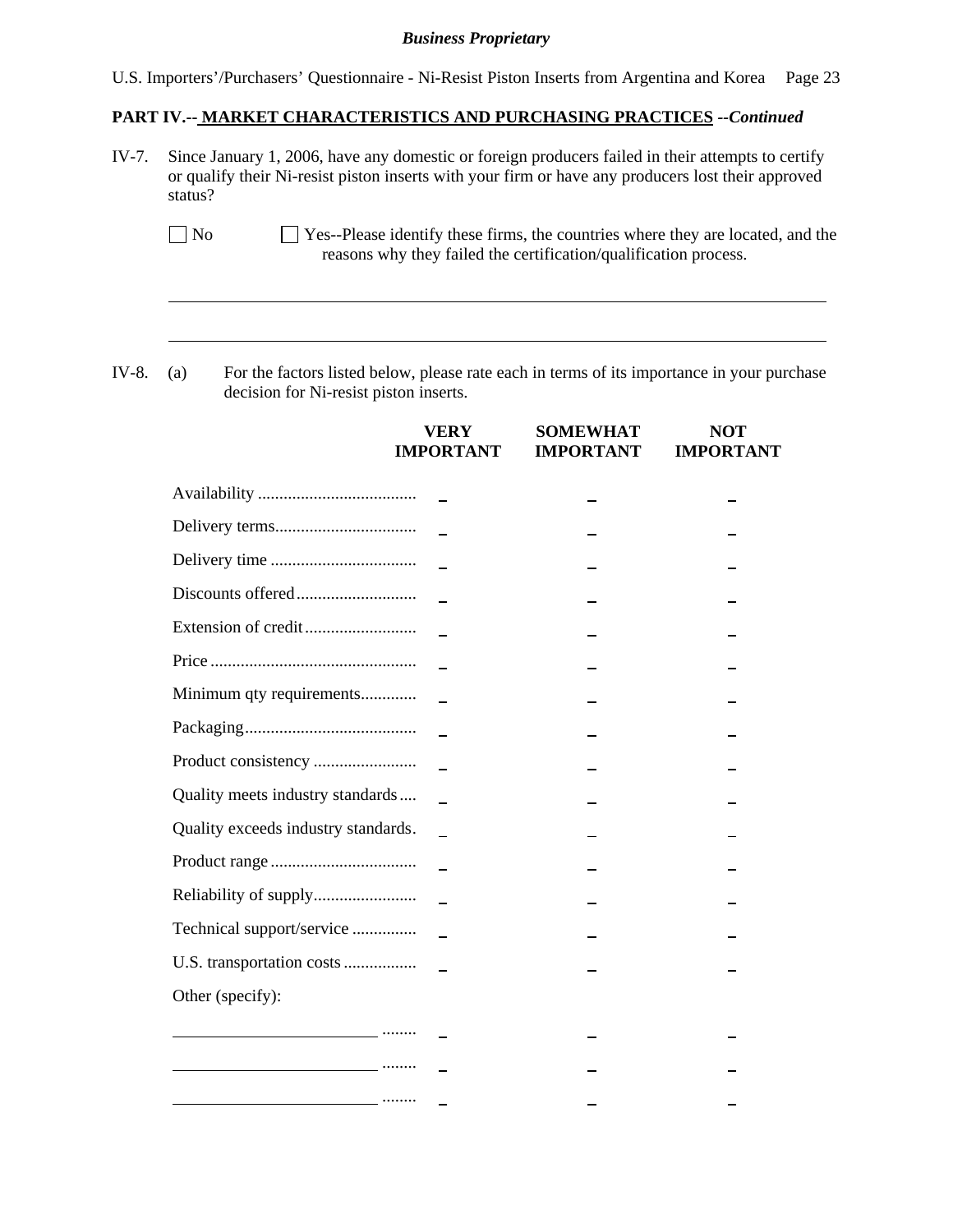**PART IV.-- MARKET CHARACTERISTICS AND PURCHASING PRACTICES** *--Continued*

IV-7. Since January 1, 2006, have any domestic or foreign producers failed in their attempts to certify or qualify their Ni-resist piston inserts with your firm or have any producers lost their approved status?

☐ No ☐ Yes--Please identify these firms, the countries where they are located, and the reasons why they failed the certification/qualification process.

______________________________________________________________________

______________________________________________________________________

IV-8. (a) For the factors listed below, please rate each in terms of its importance in your purchase decision for Ni-resist piston inserts.

| | VERY IMPORTANT | SOMEWHAT IMPORTANT | NOT IMPORTANT |
|---|---|---|---|
| Availability | _ | _ | _ |
| Delivery terms | _ | _ | _ |
| Delivery time | _ | _ | _ |
| Discounts offered | _ | _ | _ |
| Extension of credit | _ | _ | _ |
| Price | _ | _ | _ |
| Minimum qty requirements | _ | _ | _ |
| Packaging | _ | _ | _ |
| Product consistency | _ | _ | _ |
| Quality meets industry standards | _ | _ | _ |
| Quality exceeds industry standards | _ | _ | _ |
| Product range | _ | _ | _ |
| Reliability of supply | _ | _ | _ |
| Technical support/service | _ | _ | _ |
| U.S. transportation costs | _ | _ | _ |
| Other (specify): | | | |
| ____________________ | _ | _ | _ |
| ____________________ | _ | _ | _ |
| ____________________ | _ | _ | _ |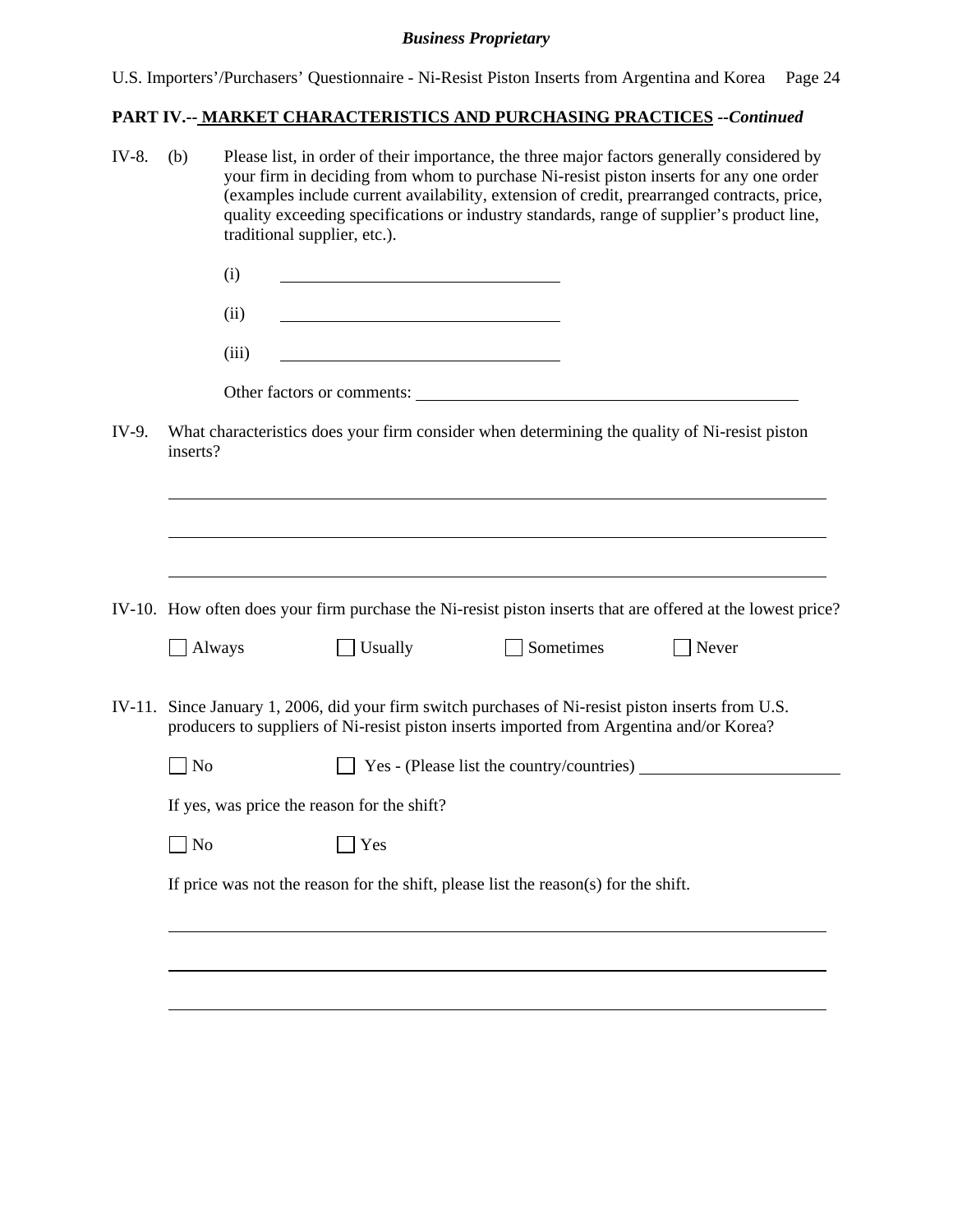**PART IV.-- MARKET CHARACTERISTICS AND PURCHASING PRACTICES --*Continued***

IV-8. (b) Please list, in order of their importance, the three major factors generally considered by your firm in deciding from whom to purchase Ni-resist piston inserts for any one order (examples include current availability, extension of credit, prearranged contracts, price, quality exceeding specifications or industry standards, range of supplier's product line, traditional supplier, etc.).

(i) ______________________________

(ii) ______________________________

(iii) ______________________________

Other factors or comments: ______________________________

IV-9. What characteristics does your firm consider when determining the quality of Ni-resist piston inserts?

______________________________________________________________________

______________________________________________________________________

______________________________________________________________________

IV-10. How often does your firm purchase the Ni-resist piston inserts that are offered at the lowest price?

☐ Always ☐ Usually ☐ Sometimes ☐ Never

IV-11. Since January 1, 2006, did your firm switch purchases of Ni-resist piston inserts from U.S. producers to suppliers of Ni-resist piston inserts imported from Argentina and/or Korea?

☐ No ☐ Yes - (Please list the country/countries) ______________________

If yes, was price the reason for the shift?

☐ No ☐ Yes

If price was not the reason for the shift, please list the reason(s) for the shift.

______________________________________________________________________

______________________________________________________________________

______________________________________________________________________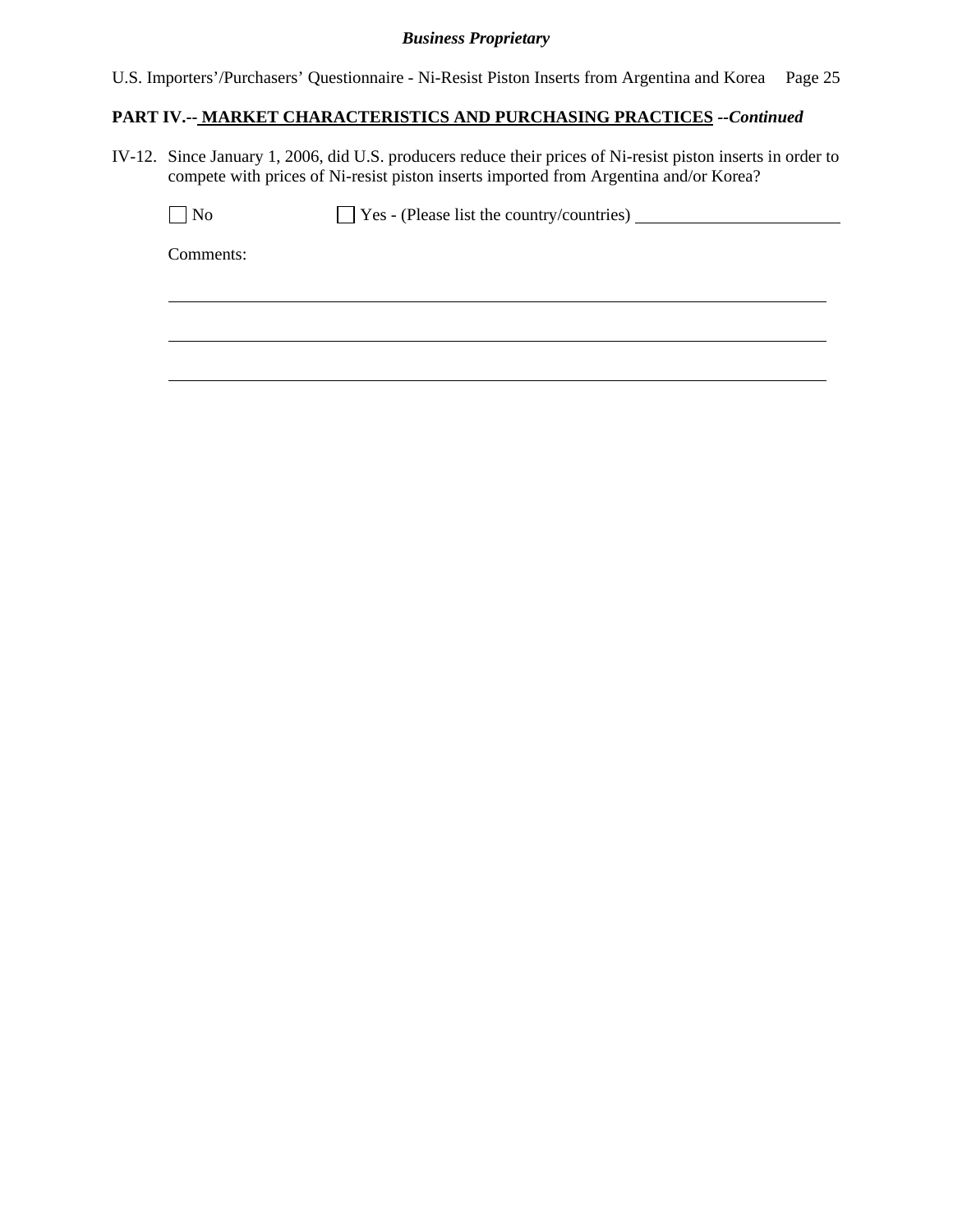**PART IV.-- MARKET CHARACTERISTICS AND PURCHASING PRACTICES** ***--Continued***

IV-12. Since January 1, 2006, did U.S. producers reduce their prices of Ni-resist piston inserts in order to compete with prices of Ni-resist piston inserts imported from Argentina and/or Korea?

☐ No ☐ Yes - (Please list the country/countries) ________________________

Comments:

______________________________________________________________________________

______________________________________________________________________________

______________________________________________________________________________